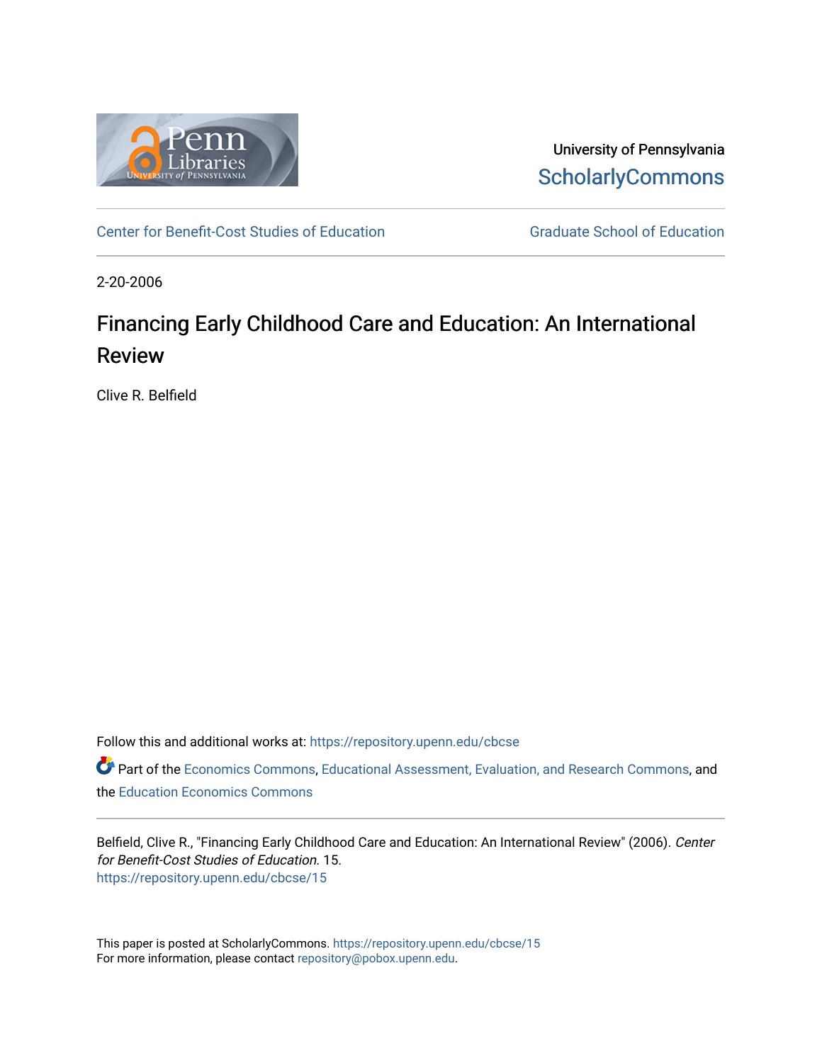University of Pennsylvania
ScholarlyCommons

Center for Benefit-Cost Studies of Education | Graduate School of Education

2-20-2006

# Financing Early Childhood Care and Education: An International Review

Clive R. Belfield

Follow this and additional works at: https://repository.upenn.edu/cbcse

Part of the Economics Commons, Educational Assessment, Evaluation, and Research Commons, and the Education Economics Commons

Belfield, Clive R., "Financing Early Childhood Care and Education: An International Review" (2006). *Center for Benefit-Cost Studies of Education*. 15.
https://repository.upenn.edu/cbcse/15

This paper is posted at ScholarlyCommons. https://repository.upenn.edu/cbcse/15
For more information, please contact repository@pobox.upenn.edu.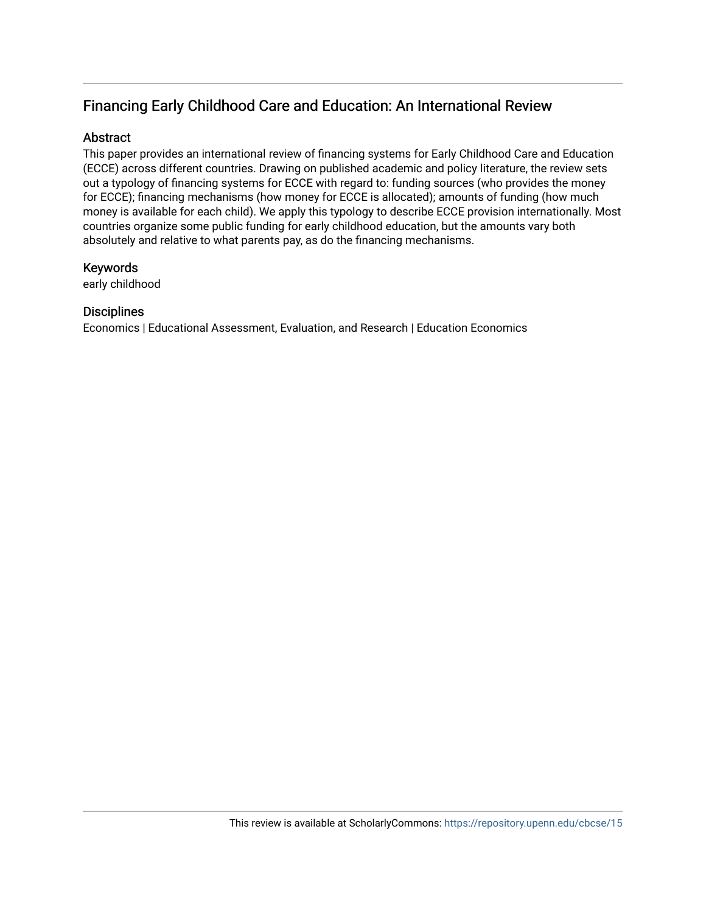## Financing Early Childhood Care and Education: An International Review

### Abstract

This paper provides an international review of financing systems for Early Childhood Care and Education (ECCE) across different countries. Drawing on published academic and policy literature, the review sets out a typology of financing systems for ECCE with regard to: funding sources (who provides the money for ECCE); financing mechanisms (how money for ECCE is allocated); amounts of funding (how much money is available for each child). We apply this typology to describe ECCE provision internationally. Most countries organize some public funding for early childhood education, but the amounts vary both absolutely and relative to what parents pay, as do the financing mechanisms.

### Keywords

early childhood

### Disciplines

Economics | Educational Assessment, Evaluation, and Research | Education Economics

This review is available at ScholarlyCommons: https://repository.upenn.edu/cbcse/15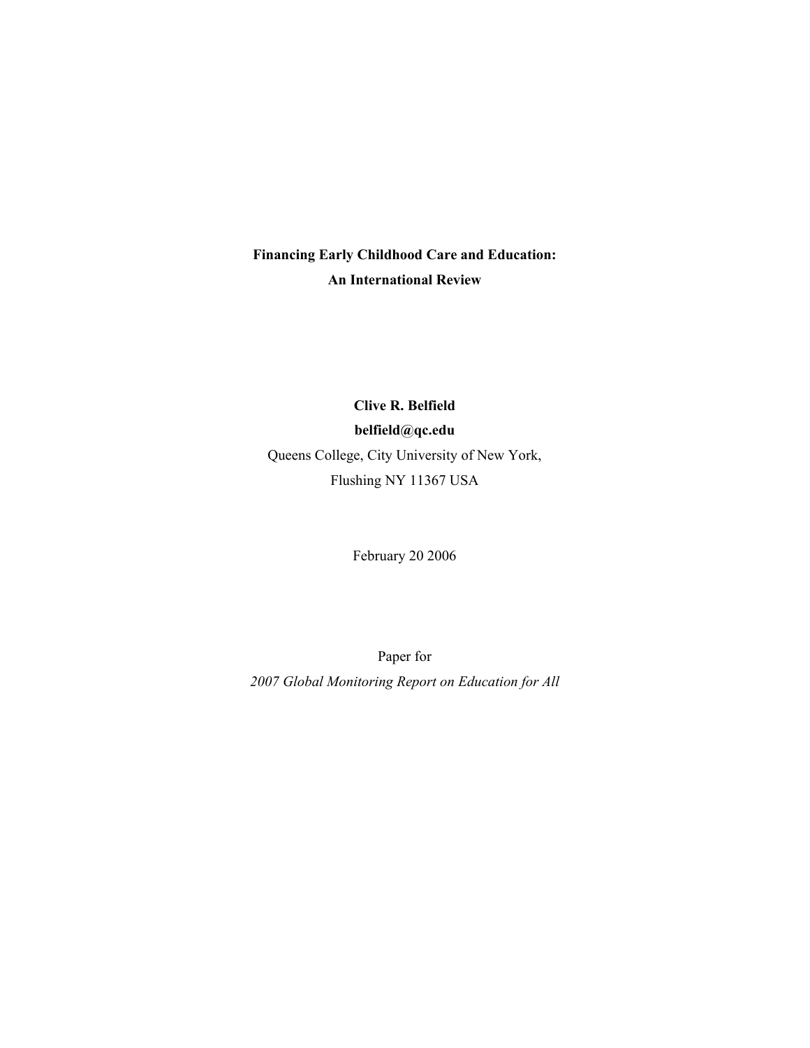**Financing Early Childhood Care and Education:**
**An International Review**

**Clive R. Belfield**
**belfield@qc.edu**
Queens College, City University of New York,
Flushing NY 11367 USA

February 20 2006

Paper for
*2007 Global Monitoring Report on Education for All*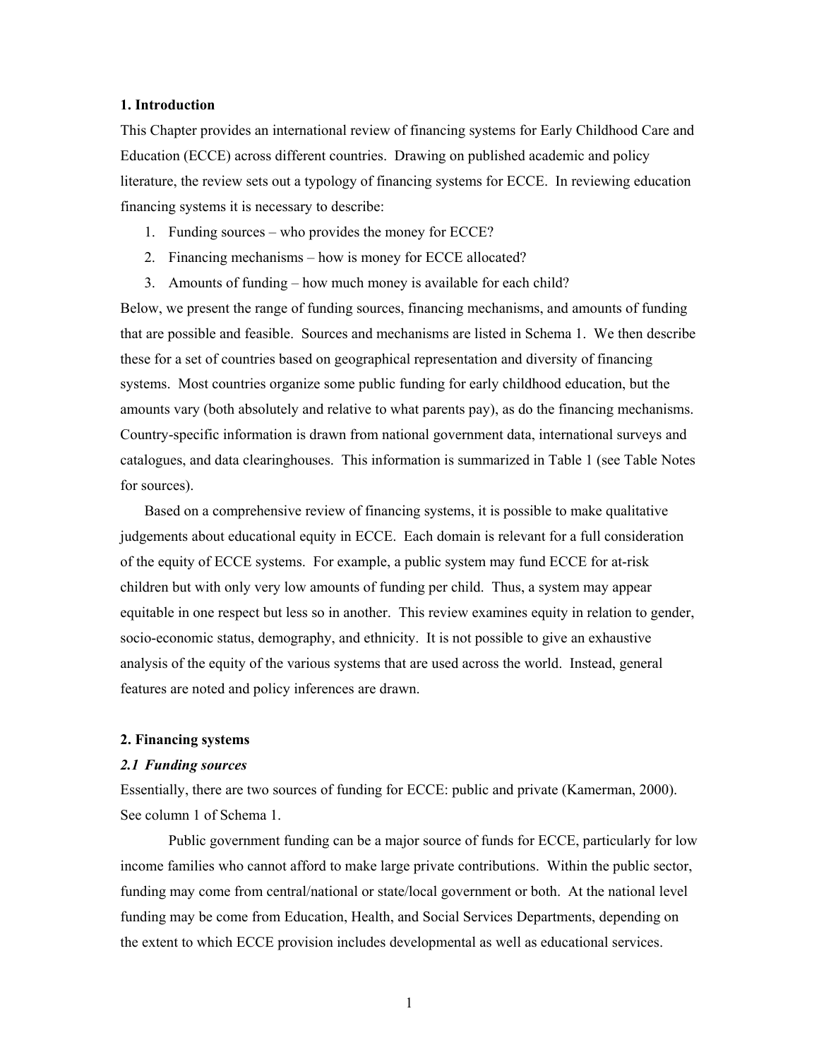**1. Introduction**

This Chapter provides an international review of financing systems for Early Childhood Care and Education (ECCE) across different countries. Drawing on published academic and policy literature, the review sets out a typology of financing systems for ECCE. In reviewing education financing systems it is necessary to describe:

1. Funding sources – who provides the money for ECCE?
2. Financing mechanisms – how is money for ECCE allocated?
3. Amounts of funding – how much money is available for each child?

Below, we present the range of funding sources, financing mechanisms, and amounts of funding that are possible and feasible. Sources and mechanisms are listed in Schema 1. We then describe these for a set of countries based on geographical representation and diversity of financing systems. Most countries organize some public funding for early childhood education, but the amounts vary (both absolutely and relative to what parents pay), as do the financing mechanisms. Country-specific information is drawn from national government data, international surveys and catalogues, and data clearinghouses. This information is summarized in Table 1 (see Table Notes for sources).

Based on a comprehensive review of financing systems, it is possible to make qualitative judgements about educational equity in ECCE. Each domain is relevant for a full consideration of the equity of ECCE systems. For example, a public system may fund ECCE for at-risk children but with only very low amounts of funding per child. Thus, a system may appear equitable in one respect but less so in another. This review examines equity in relation to gender, socio-economic status, demography, and ethnicity. It is not possible to give an exhaustive analysis of the equity of the various systems that are used across the world. Instead, general features are noted and policy inferences are drawn.

**2. Financing systems**

***2.1 Funding sources***

Essentially, there are two sources of funding for ECCE: public and private (Kamerman, 2000). See column 1 of Schema 1.

Public government funding can be a major source of funds for ECCE, particularly for low income families who cannot afford to make large private contributions. Within the public sector, funding may come from central/national or state/local government or both. At the national level funding may be come from Education, Health, and Social Services Departments, depending on the extent to which ECCE provision includes developmental as well as educational services.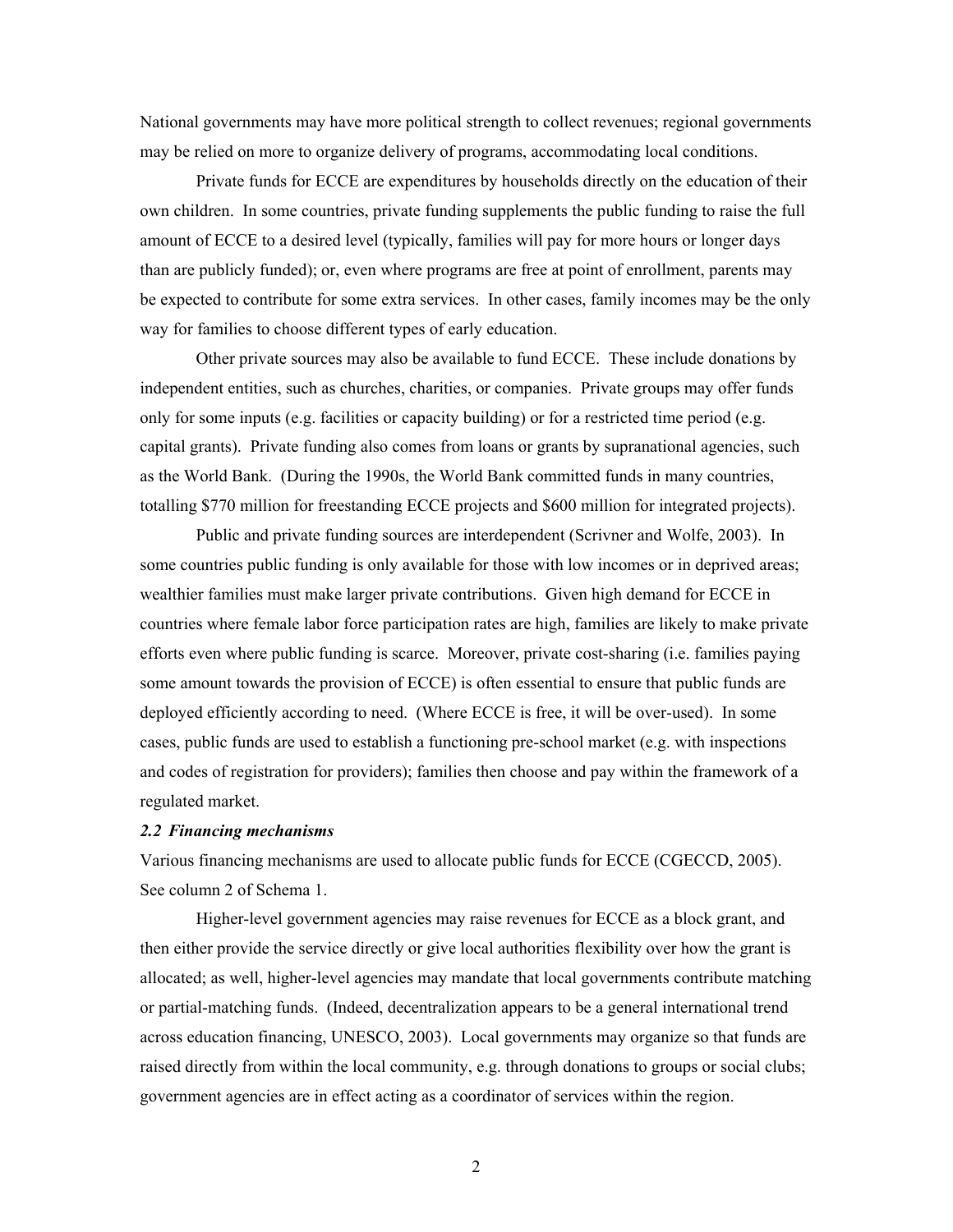National governments may have more political strength to collect revenues; regional governments may be relied on more to organize delivery of programs, accommodating local conditions.

Private funds for ECCE are expenditures by households directly on the education of their own children. In some countries, private funding supplements the public funding to raise the full amount of ECCE to a desired level (typically, families will pay for more hours or longer days than are publicly funded); or, even where programs are free at point of enrollment, parents may be expected to contribute for some extra services. In other cases, family incomes may be the only way for families to choose different types of early education.

Other private sources may also be available to fund ECCE. These include donations by independent entities, such as churches, charities, or companies. Private groups may offer funds only for some inputs (e.g. facilities or capacity building) or for a restricted time period (e.g. capital grants). Private funding also comes from loans or grants by supranational agencies, such as the World Bank. (During the 1990s, the World Bank committed funds in many countries, totalling \$770 million for freestanding ECCE projects and \$600 million for integrated projects).

Public and private funding sources are interdependent (Scrivner and Wolfe, 2003). In some countries public funding is only available for those with low incomes or in deprived areas; wealthier families must make larger private contributions. Given high demand for ECCE in countries where female labor force participation rates are high, families are likely to make private efforts even where public funding is scarce. Moreover, private cost-sharing (i.e. families paying some amount towards the provision of ECCE) is often essential to ensure that public funds are deployed efficiently according to need. (Where ECCE is free, it will be over-used). In some cases, public funds are used to establish a functioning pre-school market (e.g. with inspections and codes of registration for providers); families then choose and pay within the framework of a regulated market.

***2.2 Financing mechanisms***

Various financing mechanisms are used to allocate public funds for ECCE (CGECCD, 2005). See column 2 of Schema 1.

Higher-level government agencies may raise revenues for ECCE as a block grant, and then either provide the service directly or give local authorities flexibility over how the grant is allocated; as well, higher-level agencies may mandate that local governments contribute matching or partial-matching funds. (Indeed, decentralization appears to be a general international trend across education financing, UNESCO, 2003). Local governments may organize so that funds are raised directly from within the local community, e.g. through donations to groups or social clubs; government agencies are in effect acting as a coordinator of services within the region.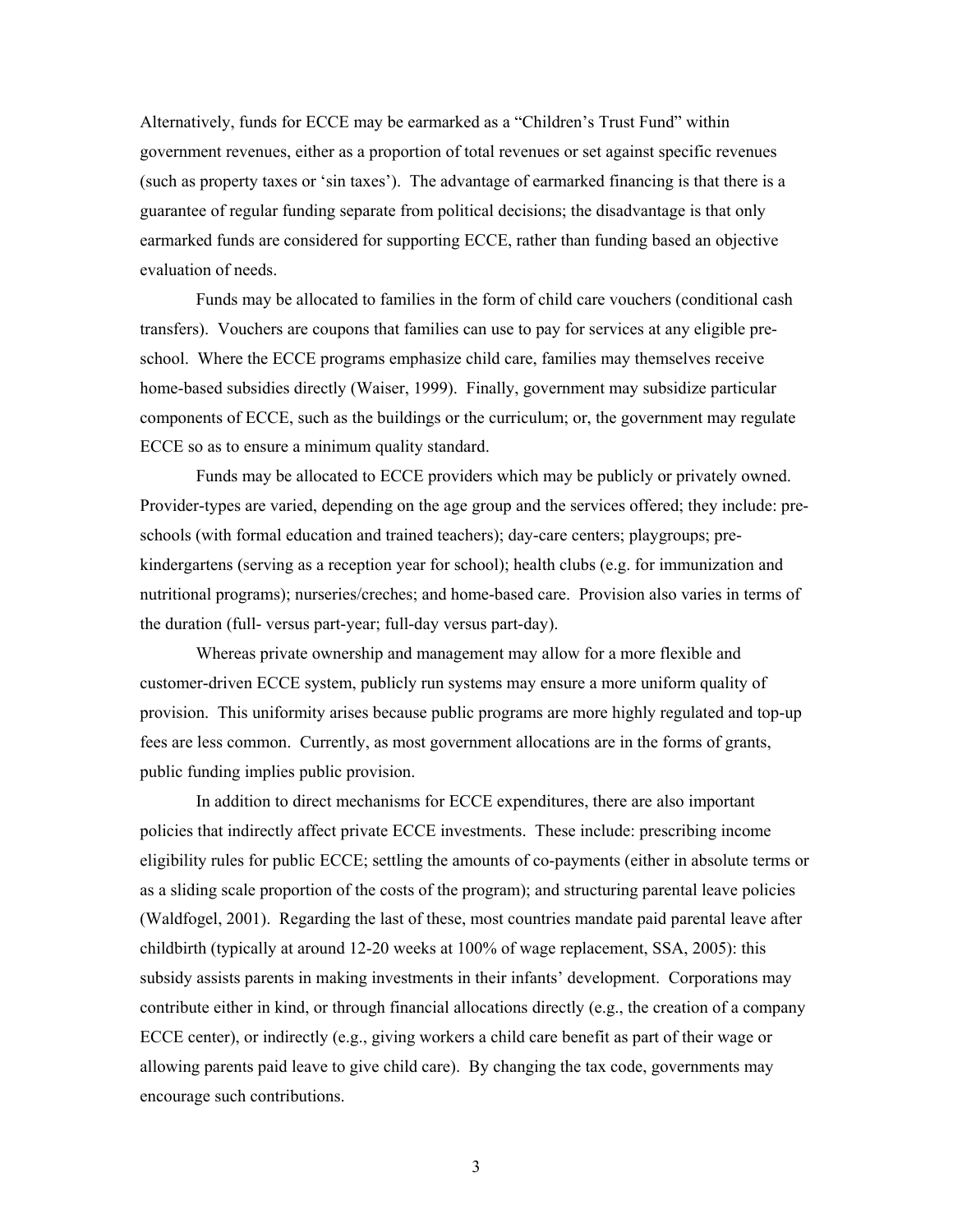Alternatively, funds for ECCE may be earmarked as a "Children's Trust Fund" within government revenues, either as a proportion of total revenues or set against specific revenues (such as property taxes or 'sin taxes'). The advantage of earmarked financing is that there is a guarantee of regular funding separate from political decisions; the disadvantage is that only earmarked funds are considered for supporting ECCE, rather than funding based an objective evaluation of needs.

Funds may be allocated to families in the form of child care vouchers (conditional cash transfers). Vouchers are coupons that families can use to pay for services at any eligible pre-school. Where the ECCE programs emphasize child care, families may themselves receive home-based subsidies directly (Waiser, 1999). Finally, government may subsidize particular components of ECCE, such as the buildings or the curriculum; or, the government may regulate ECCE so as to ensure a minimum quality standard.

Funds may be allocated to ECCE providers which may be publicly or privately owned. Provider-types are varied, depending on the age group and the services offered; they include: pre-schools (with formal education and trained teachers); day-care centers; playgroups; pre-kindergartens (serving as a reception year for school); health clubs (e.g. for immunization and nutritional programs); nurseries/creches; and home-based care. Provision also varies in terms of the duration (full- versus part-year; full-day versus part-day).

Whereas private ownership and management may allow for a more flexible and customer-driven ECCE system, publicly run systems may ensure a more uniform quality of provision. This uniformity arises because public programs are more highly regulated and top-up fees are less common. Currently, as most government allocations are in the forms of grants, public funding implies public provision.

In addition to direct mechanisms for ECCE expenditures, there are also important policies that indirectly affect private ECCE investments. These include: prescribing income eligibility rules for public ECCE; settling the amounts of co-payments (either in absolute terms or as a sliding scale proportion of the costs of the program); and structuring parental leave policies (Waldfogel, 2001). Regarding the last of these, most countries mandate paid parental leave after childbirth (typically at around 12-20 weeks at 100% of wage replacement, SSA, 2005): this subsidy assists parents in making investments in their infants' development. Corporations may contribute either in kind, or through financial allocations directly (e.g., the creation of a company ECCE center), or indirectly (e.g., giving workers a child care benefit as part of their wage or allowing parents paid leave to give child care). By changing the tax code, governments may encourage such contributions.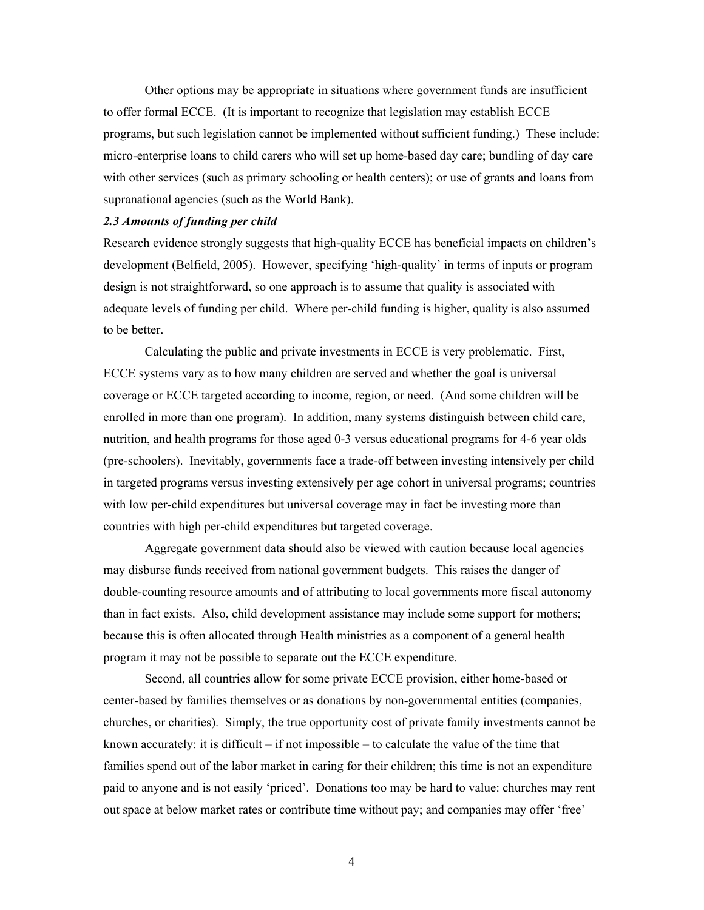Other options may be appropriate in situations where government funds are insufficient to offer formal ECCE. (It is important to recognize that legislation may establish ECCE programs, but such legislation cannot be implemented without sufficient funding.) These include: micro-enterprise loans to child carers who will set up home-based day care; bundling of day care with other services (such as primary schooling or health centers); or use of grants and loans from supranational agencies (such as the World Bank).

### *2.3 Amounts of funding per child*

Research evidence strongly suggests that high-quality ECCE has beneficial impacts on children's development (Belfield, 2005). However, specifying 'high-quality' in terms of inputs or program design is not straightforward, so one approach is to assume that quality is associated with adequate levels of funding per child. Where per-child funding is higher, quality is also assumed to be better.

Calculating the public and private investments in ECCE is very problematic. First, ECCE systems vary as to how many children are served and whether the goal is universal coverage or ECCE targeted according to income, region, or need. (And some children will be enrolled in more than one program). In addition, many systems distinguish between child care, nutrition, and health programs for those aged 0-3 versus educational programs for 4-6 year olds (pre-schoolers). Inevitably, governments face a trade-off between investing intensively per child in targeted programs versus investing extensively per age cohort in universal programs; countries with low per-child expenditures but universal coverage may in fact be investing more than countries with high per-child expenditures but targeted coverage.

Aggregate government data should also be viewed with caution because local agencies may disburse funds received from national government budgets. This raises the danger of double-counting resource amounts and of attributing to local governments more fiscal autonomy than in fact exists. Also, child development assistance may include some support for mothers; because this is often allocated through Health ministries as a component of a general health program it may not be possible to separate out the ECCE expenditure.

Second, all countries allow for some private ECCE provision, either home-based or center-based by families themselves or as donations by non-governmental entities (companies, churches, or charities). Simply, the true opportunity cost of private family investments cannot be known accurately: it is difficult – if not impossible – to calculate the value of the time that families spend out of the labor market in caring for their children; this time is not an expenditure paid to anyone and is not easily 'priced'. Donations too may be hard to value: churches may rent out space at below market rates or contribute time without pay; and companies may offer 'free'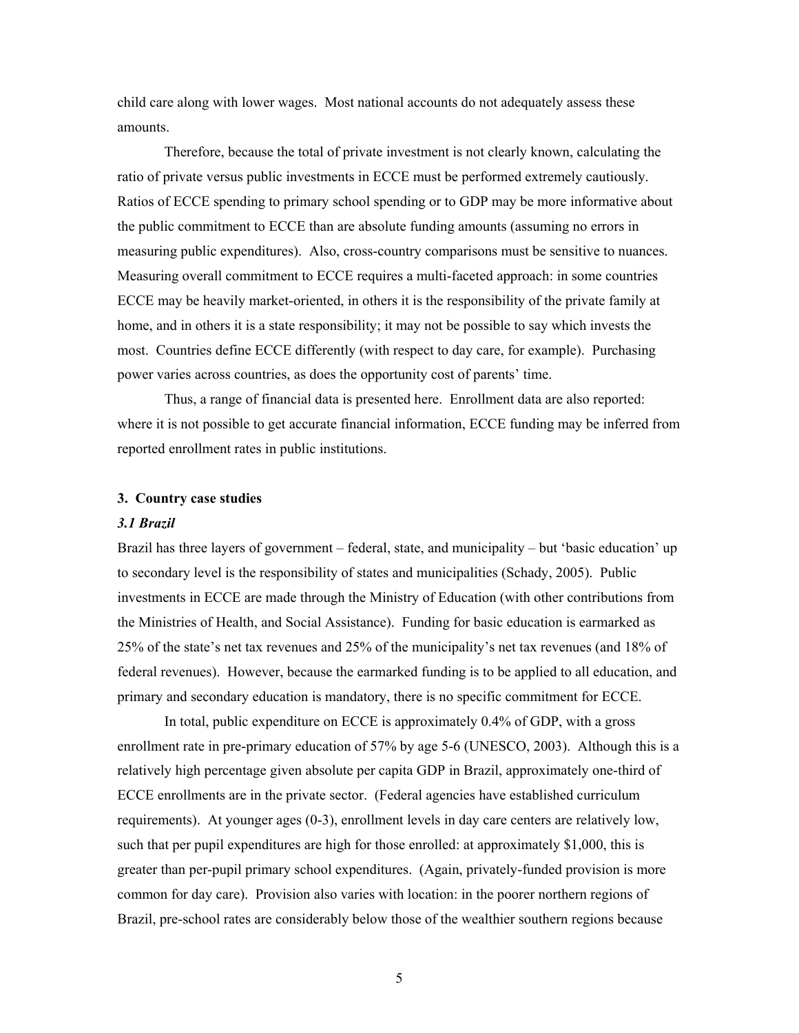child care along with lower wages. Most national accounts do not adequately assess these amounts.

Therefore, because the total of private investment is not clearly known, calculating the ratio of private versus public investments in ECCE must be performed extremely cautiously. Ratios of ECCE spending to primary school spending or to GDP may be more informative about the public commitment to ECCE than are absolute funding amounts (assuming no errors in measuring public expenditures). Also, cross-country comparisons must be sensitive to nuances. Measuring overall commitment to ECCE requires a multi-faceted approach: in some countries ECCE may be heavily market-oriented, in others it is the responsibility of the private family at home, and in others it is a state responsibility; it may not be possible to say which invests the most. Countries define ECCE differently (with respect to day care, for example). Purchasing power varies across countries, as does the opportunity cost of parents' time.

Thus, a range of financial data is presented here. Enrollment data are also reported: where it is not possible to get accurate financial information, ECCE funding may be inferred from reported enrollment rates in public institutions.

## 3. Country case studies

### *3.1 Brazil*

Brazil has three layers of government – federal, state, and municipality – but 'basic education' up to secondary level is the responsibility of states and municipalities (Schady, 2005). Public investments in ECCE are made through the Ministry of Education (with other contributions from the Ministries of Health, and Social Assistance). Funding for basic education is earmarked as 25% of the state's net tax revenues and 25% of the municipality's net tax revenues (and 18% of federal revenues). However, because the earmarked funding is to be applied to all education, and primary and secondary education is mandatory, there is no specific commitment for ECCE.

In total, public expenditure on ECCE is approximately 0.4% of GDP, with a gross enrollment rate in pre-primary education of 57% by age 5-6 (UNESCO, 2003). Although this is a relatively high percentage given absolute per capita GDP in Brazil, approximately one-third of ECCE enrollments are in the private sector. (Federal agencies have established curriculum requirements). At younger ages (0-3), enrollment levels in day care centers are relatively low, such that per pupil expenditures are high for those enrolled: at approximately $1,000, this is greater than per-pupil primary school expenditures. (Again, privately-funded provision is more common for day care). Provision also varies with location: in the poorer northern regions of Brazil, pre-school rates are considerably below those of the wealthier southern regions because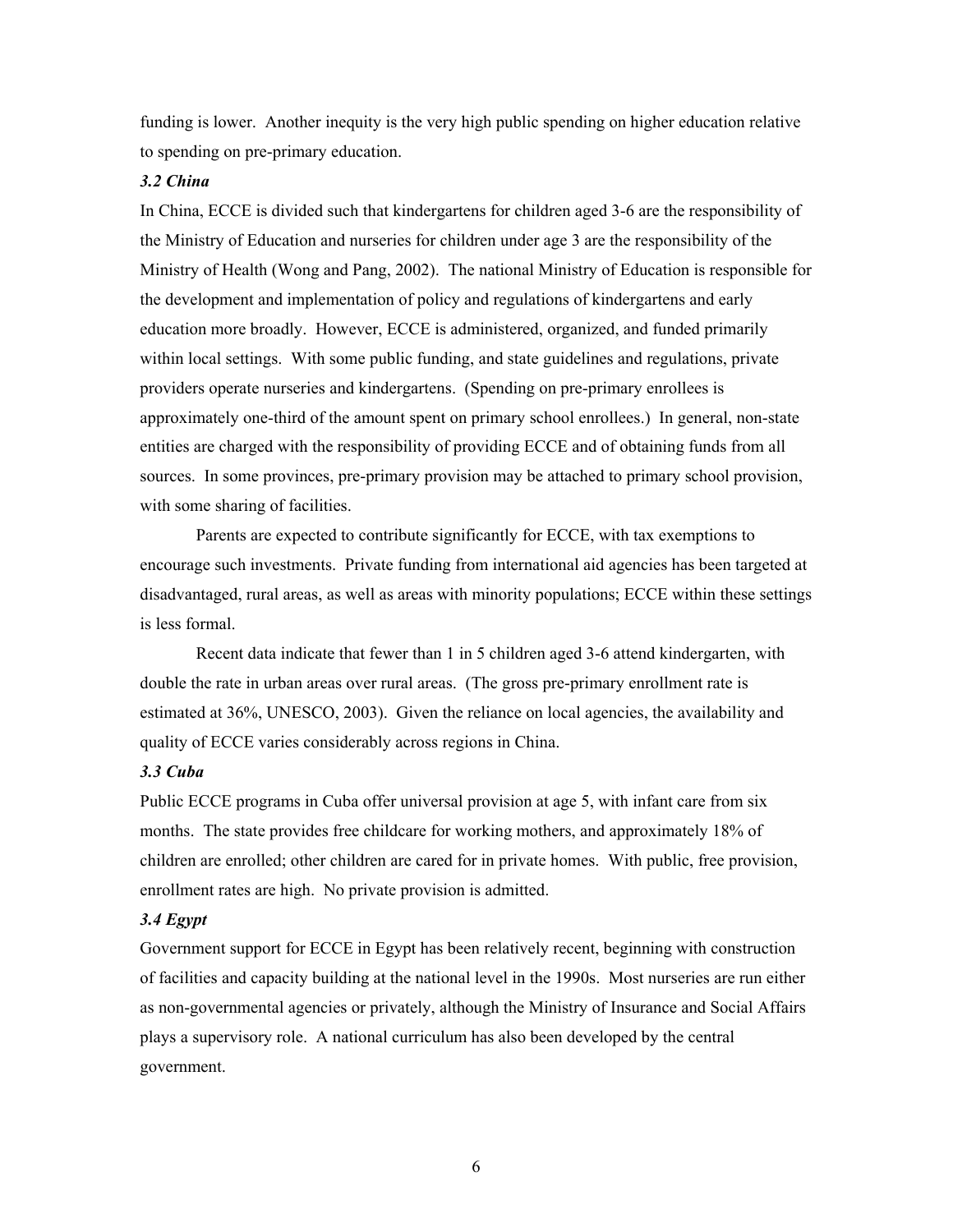funding is lower. Another inequity is the very high public spending on higher education relative to spending on pre-primary education.

### *3.2 China*

In China, ECCE is divided such that kindergartens for children aged 3-6 are the responsibility of the Ministry of Education and nurseries for children under age 3 are the responsibility of the Ministry of Health (Wong and Pang, 2002). The national Ministry of Education is responsible for the development and implementation of policy and regulations of kindergartens and early education more broadly. However, ECCE is administered, organized, and funded primarily within local settings. With some public funding, and state guidelines and regulations, private providers operate nurseries and kindergartens. (Spending on pre-primary enrollees is approximately one-third of the amount spent on primary school enrollees.) In general, non-state entities are charged with the responsibility of providing ECCE and of obtaining funds from all sources. In some provinces, pre-primary provision may be attached to primary school provision, with some sharing of facilities.

Parents are expected to contribute significantly for ECCE, with tax exemptions to encourage such investments. Private funding from international aid agencies has been targeted at disadvantaged, rural areas, as well as areas with minority populations; ECCE within these settings is less formal.

Recent data indicate that fewer than 1 in 5 children aged 3-6 attend kindergarten, with double the rate in urban areas over rural areas. (The gross pre-primary enrollment rate is estimated at 36%, UNESCO, 2003). Given the reliance on local agencies, the availability and quality of ECCE varies considerably across regions in China.

### *3.3 Cuba*

Public ECCE programs in Cuba offer universal provision at age 5, with infant care from six months. The state provides free childcare for working mothers, and approximately 18% of children are enrolled; other children are cared for in private homes. With public, free provision, enrollment rates are high. No private provision is admitted.

### *3.4 Egypt*

Government support for ECCE in Egypt has been relatively recent, beginning with construction of facilities and capacity building at the national level in the 1990s. Most nurseries are run either as non-governmental agencies or privately, although the Ministry of Insurance and Social Affairs plays a supervisory role. A national curriculum has also been developed by the central government.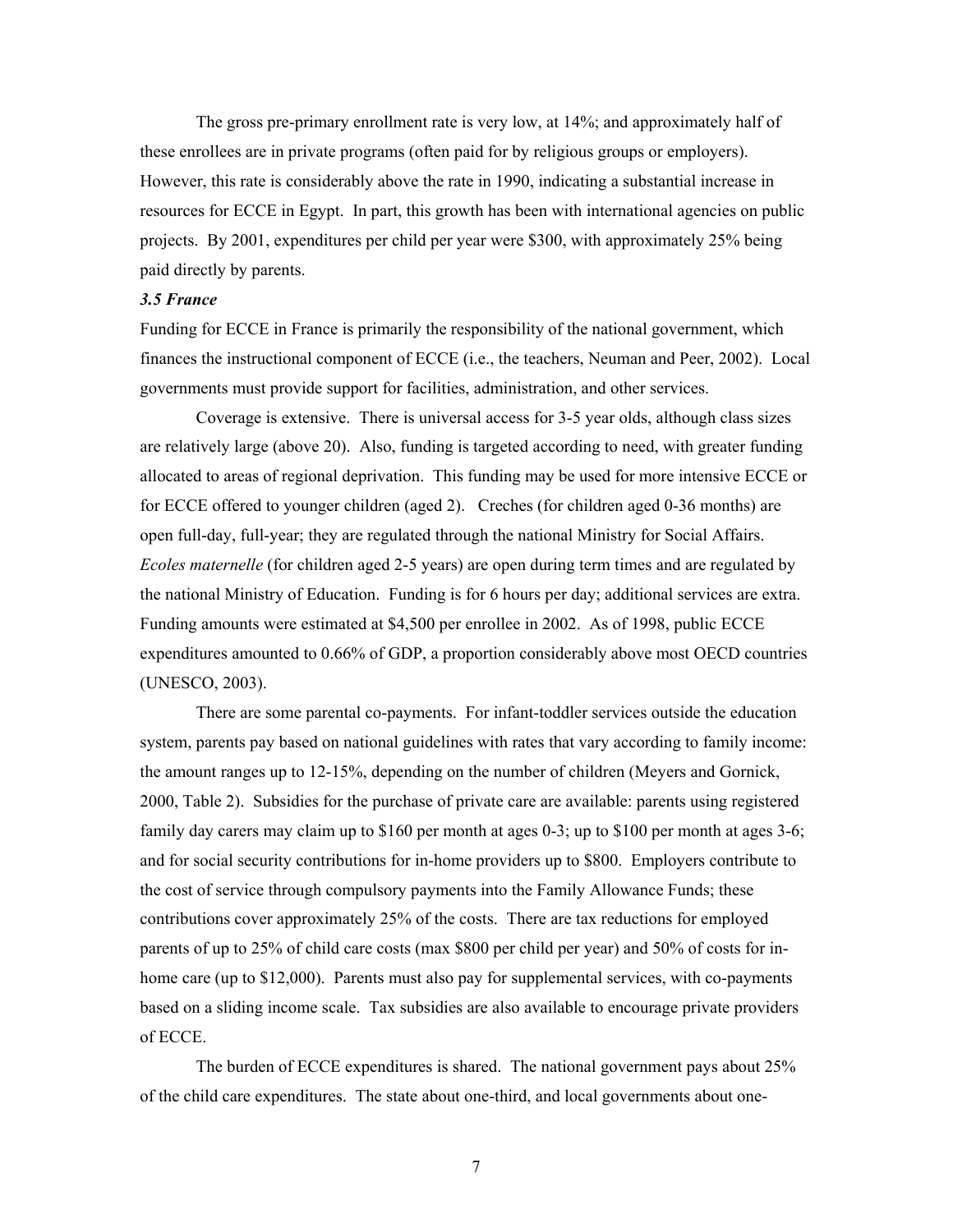The gross pre-primary enrollment rate is very low, at 14%; and approximately half of these enrollees are in private programs (often paid for by religious groups or employers). However, this rate is considerably above the rate in 1990, indicating a substantial increase in resources for ECCE in Egypt. In part, this growth has been with international agencies on public projects. By 2001, expenditures per child per year were $300, with approximately 25% being paid directly by parents.

### *3.5 France*

Funding for ECCE in France is primarily the responsibility of the national government, which finances the instructional component of ECCE (i.e., the teachers, Neuman and Peer, 2002). Local governments must provide support for facilities, administration, and other services.

Coverage is extensive. There is universal access for 3-5 year olds, although class sizes are relatively large (above 20). Also, funding is targeted according to need, with greater funding allocated to areas of regional deprivation. This funding may be used for more intensive ECCE or for ECCE offered to younger children (aged 2). Creches (for children aged 0-36 months) are open full-day, full-year; they are regulated through the national Ministry for Social Affairs. *Ecoles maternelle* (for children aged 2-5 years) are open during term times and are regulated by the national Ministry of Education. Funding is for 6 hours per day; additional services are extra. Funding amounts were estimated at $4,500 per enrollee in 2002. As of 1998, public ECCE expenditures amounted to 0.66% of GDP, a proportion considerably above most OECD countries (UNESCO, 2003).

There are some parental co-payments. For infant-toddler services outside the education system, parents pay based on national guidelines with rates that vary according to family income: the amount ranges up to 12-15%, depending on the number of children (Meyers and Gornick, 2000, Table 2). Subsidies for the purchase of private care are available: parents using registered family day carers may claim up to $160 per month at ages 0-3; up to $100 per month at ages 3-6; and for social security contributions for in-home providers up to $800. Employers contribute to the cost of service through compulsory payments into the Family Allowance Funds; these contributions cover approximately 25% of the costs. There are tax reductions for employed parents of up to 25% of child care costs (max $800 per child per year) and 50% of costs for in-home care (up to $12,000). Parents must also pay for supplemental services, with co-payments based on a sliding income scale. Tax subsidies are also available to encourage private providers of ECCE.

The burden of ECCE expenditures is shared. The national government pays about 25% of the child care expenditures. The state about one-third, and local governments about one-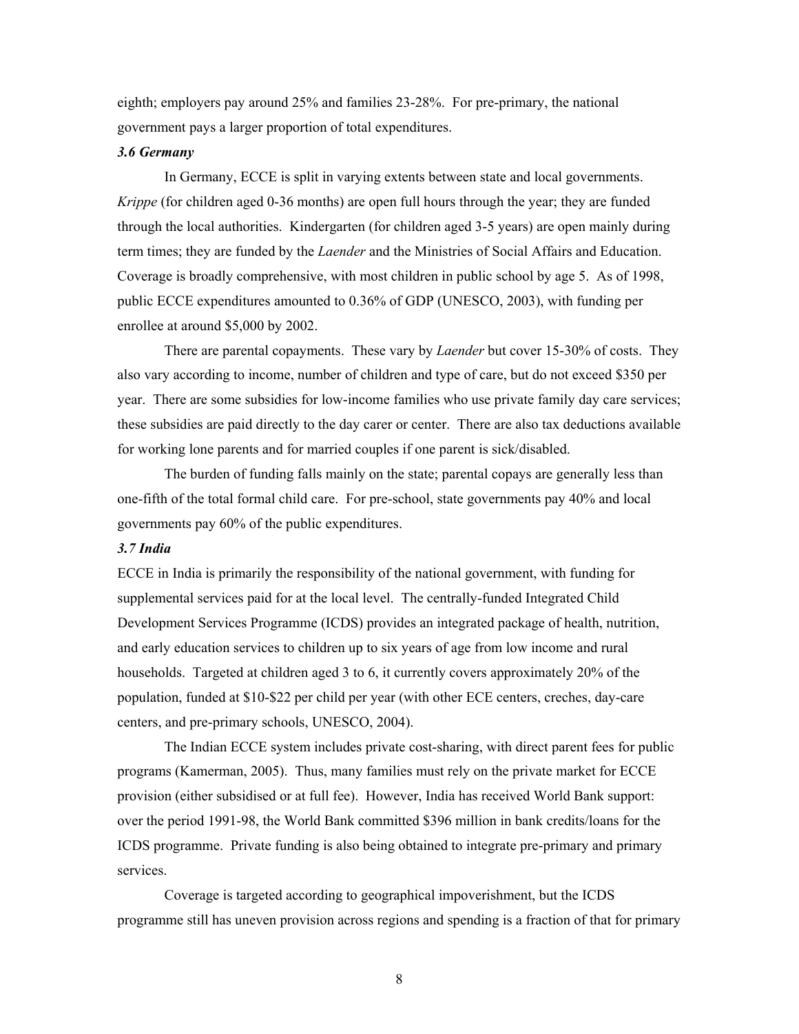eighth; employers pay around 25% and families 23-28%. For pre-primary, the national government pays a larger proportion of total expenditures.

### *3.6 Germany*

In Germany, ECCE is split in varying extents between state and local governments. *Krippe* (for children aged 0-36 months) are open full hours through the year; they are funded through the local authorities. Kindergarten (for children aged 3-5 years) are open mainly during term times; they are funded by the *Laender* and the Ministries of Social Affairs and Education. Coverage is broadly comprehensive, with most children in public school by age 5. As of 1998, public ECCE expenditures amounted to 0.36% of GDP (UNESCO, 2003), with funding per enrollee at around $5,000 by 2002.

There are parental copayments. These vary by *Laender* but cover 15-30% of costs. They also vary according to income, number of children and type of care, but do not exceed $350 per year. There are some subsidies for low-income families who use private family day care services; these subsidies are paid directly to the day carer or center. There are also tax deductions available for working lone parents and for married couples if one parent is sick/disabled.

The burden of funding falls mainly on the state; parental copays are generally less than one-fifth of the total formal child care. For pre-school, state governments pay 40% and local governments pay 60% of the public expenditures.

### *3.7 India*

ECCE in India is primarily the responsibility of the national government, with funding for supplemental services paid for at the local level. The centrally-funded Integrated Child Development Services Programme (ICDS) provides an integrated package of health, nutrition, and early education services to children up to six years of age from low income and rural households. Targeted at children aged 3 to 6, it currently covers approximately 20% of the population, funded at $10-$22 per child per year (with other ECE centers, creches, day-care centers, and pre-primary schools, UNESCO, 2004).

The Indian ECCE system includes private cost-sharing, with direct parent fees for public programs (Kamerman, 2005). Thus, many families must rely on the private market for ECCE provision (either subsidised or at full fee). However, India has received World Bank support: over the period 1991-98, the World Bank committed $396 million in bank credits/loans for the ICDS programme. Private funding is also being obtained to integrate pre-primary and primary services.

Coverage is targeted according to geographical impoverishment, but the ICDS programme still has uneven provision across regions and spending is a fraction of that for primary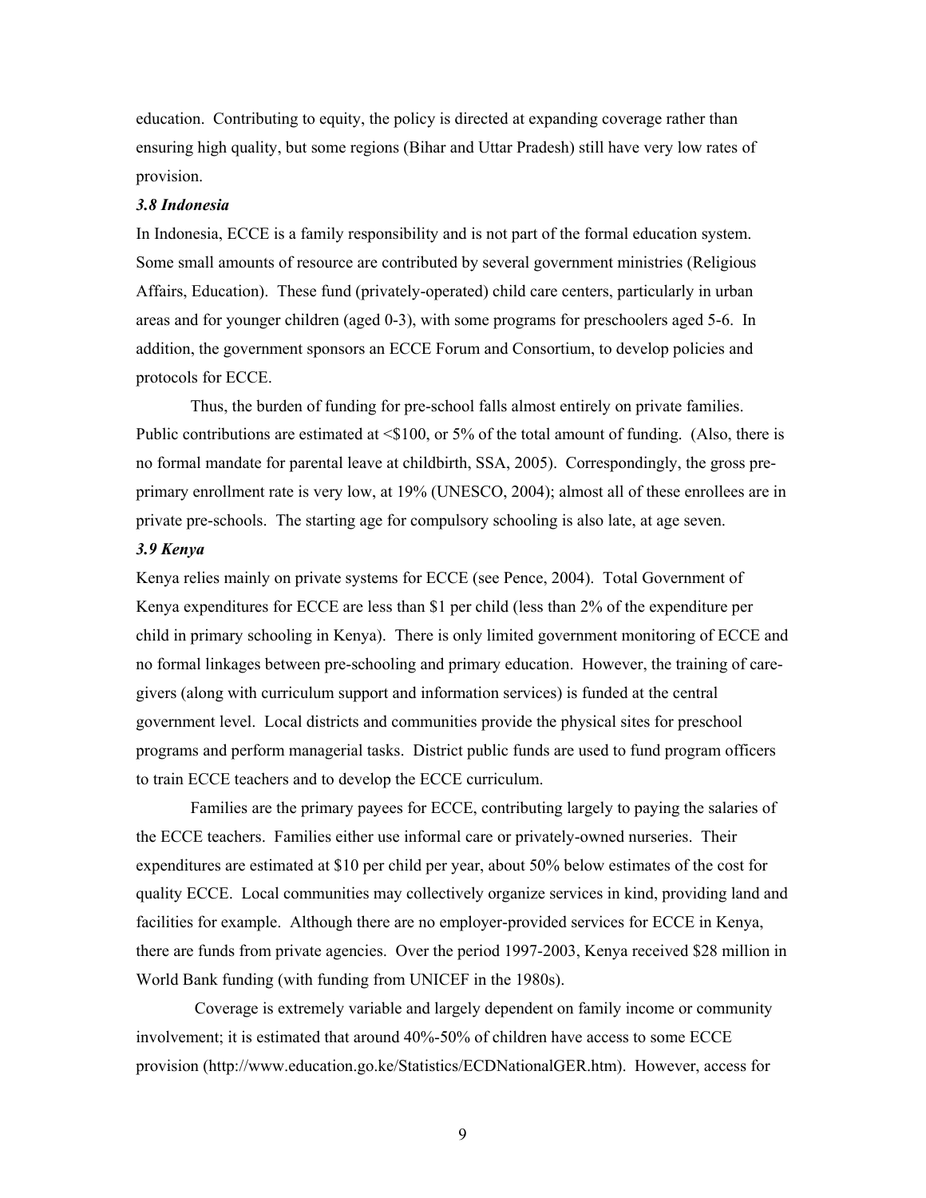education. Contributing to equity, the policy is directed at expanding coverage rather than ensuring high quality, but some regions (Bihar and Uttar Pradesh) still have very low rates of provision.

### *3.8 Indonesia*

In Indonesia, ECCE is a family responsibility and is not part of the formal education system. Some small amounts of resource are contributed by several government ministries (Religious Affairs, Education). These fund (privately-operated) child care centers, particularly in urban areas and for younger children (aged 0-3), with some programs for preschoolers aged 5-6. In addition, the government sponsors an ECCE Forum and Consortium, to develop policies and protocols for ECCE.

Thus, the burden of funding for pre-school falls almost entirely on private families. Public contributions are estimated at <$100, or 5% of the total amount of funding. (Also, there is no formal mandate for parental leave at childbirth, SSA, 2005). Correspondingly, the gross pre-primary enrollment rate is very low, at 19% (UNESCO, 2004); almost all of these enrollees are in private pre-schools. The starting age for compulsory schooling is also late, at age seven.

### *3.9 Kenya*

Kenya relies mainly on private systems for ECCE (see Pence, 2004). Total Government of Kenya expenditures for ECCE are less than $1 per child (less than 2% of the expenditure per child in primary schooling in Kenya). There is only limited government monitoring of ECCE and no formal linkages between pre-schooling and primary education. However, the training of care-givers (along with curriculum support and information services) is funded at the central government level. Local districts and communities provide the physical sites for preschool programs and perform managerial tasks. District public funds are used to fund program officers to train ECCE teachers and to develop the ECCE curriculum.

Families are the primary payees for ECCE, contributing largely to paying the salaries of the ECCE teachers. Families either use informal care or privately-owned nurseries. Their expenditures are estimated at $10 per child per year, about 50% below estimates of the cost for quality ECCE. Local communities may collectively organize services in kind, providing land and facilities for example. Although there are no employer-provided services for ECCE in Kenya, there are funds from private agencies. Over the period 1997-2003, Kenya received $28 million in World Bank funding (with funding from UNICEF in the 1980s).

Coverage is extremely variable and largely dependent on family income or community involvement; it is estimated that around 40%-50% of children have access to some ECCE provision (http://www.education.go.ke/Statistics/ECDNationalGER.htm). However, access for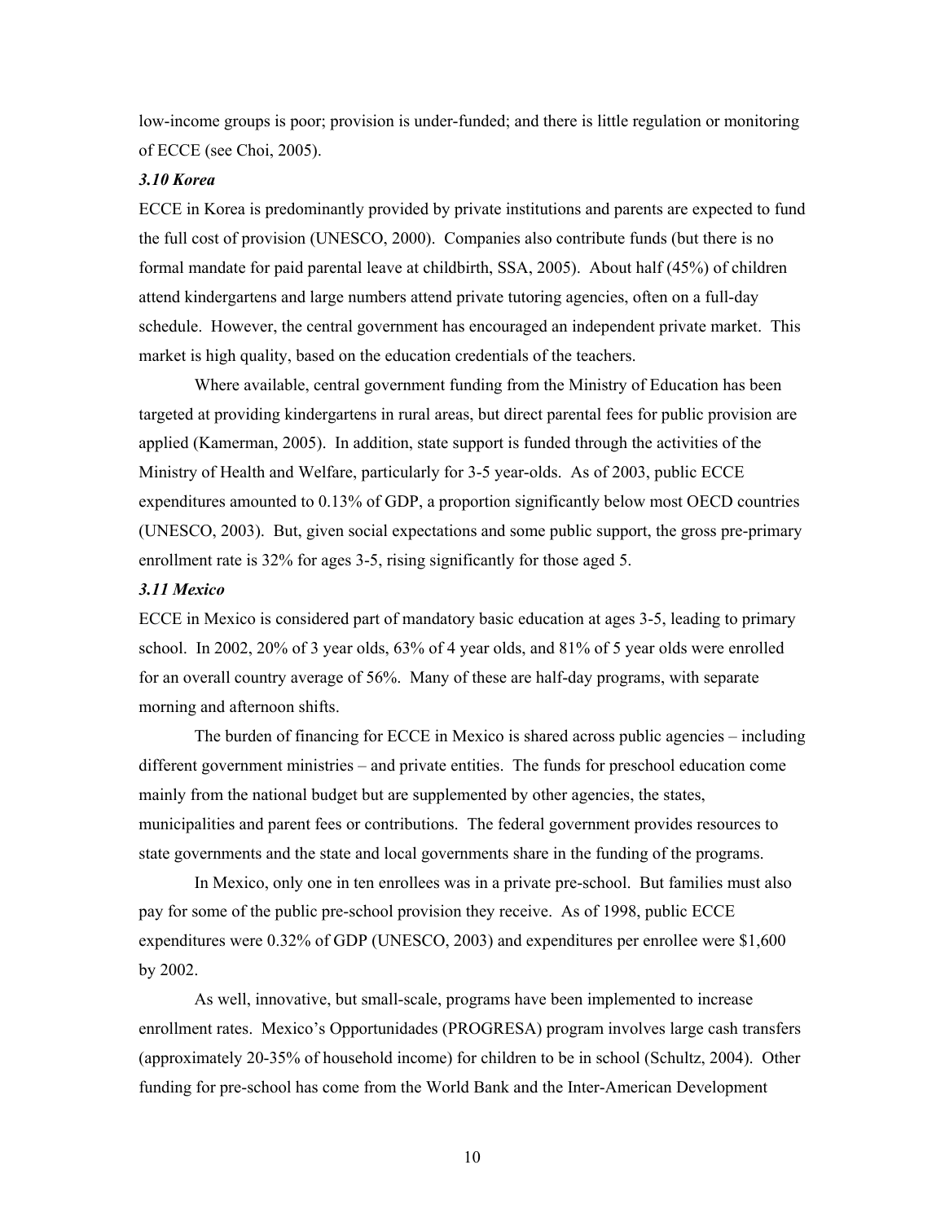low-income groups is poor; provision is under-funded; and there is little regulation or monitoring of ECCE (see Choi, 2005).

### *3.10 Korea*

ECCE in Korea is predominantly provided by private institutions and parents are expected to fund the full cost of provision (UNESCO, 2000). Companies also contribute funds (but there is no formal mandate for paid parental leave at childbirth, SSA, 2005). About half (45%) of children attend kindergartens and large numbers attend private tutoring agencies, often on a full-day schedule. However, the central government has encouraged an independent private market. This market is high quality, based on the education credentials of the teachers.

Where available, central government funding from the Ministry of Education has been targeted at providing kindergartens in rural areas, but direct parental fees for public provision are applied (Kamerman, 2005). In addition, state support is funded through the activities of the Ministry of Health and Welfare, particularly for 3-5 year-olds. As of 2003, public ECCE expenditures amounted to 0.13% of GDP, a proportion significantly below most OECD countries (UNESCO, 2003). But, given social expectations and some public support, the gross pre-primary enrollment rate is 32% for ages 3-5, rising significantly for those aged 5.

### *3.11 Mexico*

ECCE in Mexico is considered part of mandatory basic education at ages 3-5, leading to primary school. In 2002, 20% of 3 year olds, 63% of 4 year olds, and 81% of 5 year olds were enrolled for an overall country average of 56%. Many of these are half-day programs, with separate morning and afternoon shifts.

The burden of financing for ECCE in Mexico is shared across public agencies – including different government ministries – and private entities. The funds for preschool education come mainly from the national budget but are supplemented by other agencies, the states, municipalities and parent fees or contributions. The federal government provides resources to state governments and the state and local governments share in the funding of the programs.

In Mexico, only one in ten enrollees was in a private pre-school. But families must also pay for some of the public pre-school provision they receive. As of 1998, public ECCE expenditures were 0.32% of GDP (UNESCO, 2003) and expenditures per enrollee were $1,600 by 2002.

As well, innovative, but small-scale, programs have been implemented to increase enrollment rates. Mexico's Opportunidades (PROGRESA) program involves large cash transfers (approximately 20-35% of household income) for children to be in school (Schultz, 2004). Other funding for pre-school has come from the World Bank and the Inter-American Development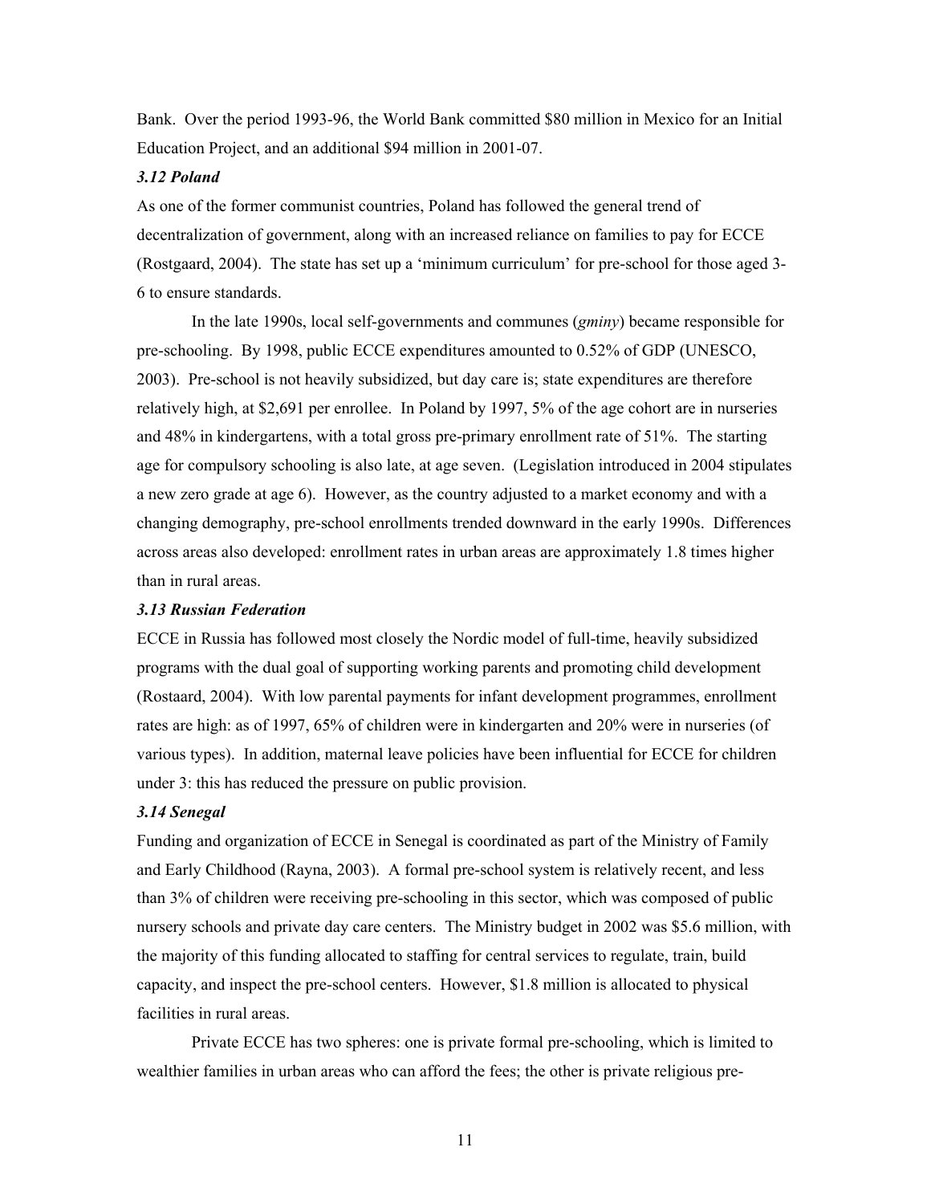Bank. Over the period 1993-96, the World Bank committed $80 million in Mexico for an Initial Education Project, and an additional $94 million in 2001-07.

### *3.12 Poland*

As one of the former communist countries, Poland has followed the general trend of decentralization of government, along with an increased reliance on families to pay for ECCE (Rostgaard, 2004). The state has set up a 'minimum curriculum' for pre-school for those aged 3-6 to ensure standards.

In the late 1990s, local self-governments and communes (*gminy*) became responsible for pre-schooling. By 1998, public ECCE expenditures amounted to 0.52% of GDP (UNESCO, 2003). Pre-school is not heavily subsidized, but day care is; state expenditures are therefore relatively high, at $2,691 per enrollee. In Poland by 1997, 5% of the age cohort are in nurseries and 48% in kindergartens, with a total gross pre-primary enrollment rate of 51%. The starting age for compulsory schooling is also late, at age seven. (Legislation introduced in 2004 stipulates a new zero grade at age 6). However, as the country adjusted to a market economy and with a changing demography, pre-school enrollments trended downward in the early 1990s. Differences across areas also developed: enrollment rates in urban areas are approximately 1.8 times higher than in rural areas.

### *3.13 Russian Federation*

ECCE in Russia has followed most closely the Nordic model of full-time, heavily subsidized programs with the dual goal of supporting working parents and promoting child development (Rostaard, 2004). With low parental payments for infant development programmes, enrollment rates are high: as of 1997, 65% of children were in kindergarten and 20% were in nurseries (of various types). In addition, maternal leave policies have been influential for ECCE for children under 3: this has reduced the pressure on public provision.

### *3.14 Senegal*

Funding and organization of ECCE in Senegal is coordinated as part of the Ministry of Family and Early Childhood (Rayna, 2003). A formal pre-school system is relatively recent, and less than 3% of children were receiving pre-schooling in this sector, which was composed of public nursery schools and private day care centers. The Ministry budget in 2002 was $5.6 million, with the majority of this funding allocated to staffing for central services to regulate, train, build capacity, and inspect the pre-school centers. However, $1.8 million is allocated to physical facilities in rural areas.

Private ECCE has two spheres: one is private formal pre-schooling, which is limited to wealthier families in urban areas who can afford the fees; the other is private religious pre-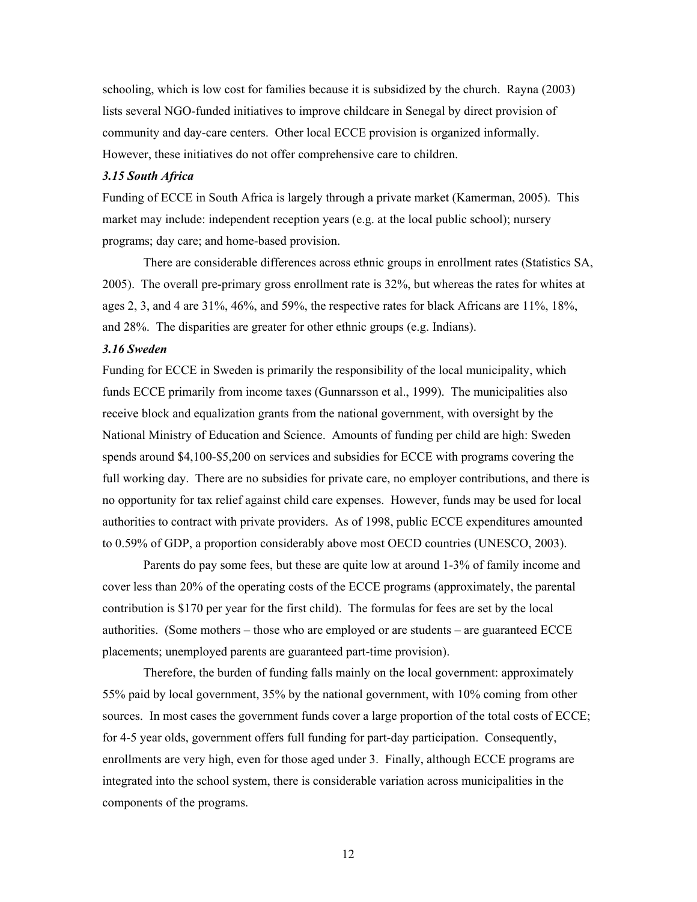schooling, which is low cost for families because it is subsidized by the church. Rayna (2003) lists several NGO-funded initiatives to improve childcare in Senegal by direct provision of community and day-care centers. Other local ECCE provision is organized informally. However, these initiatives do not offer comprehensive care to children.

### *3.15 South Africa*

Funding of ECCE in South Africa is largely through a private market (Kamerman, 2005). This market may include: independent reception years (e.g. at the local public school); nursery programs; day care; and home-based provision.

There are considerable differences across ethnic groups in enrollment rates (Statistics SA, 2005). The overall pre-primary gross enrollment rate is 32%, but whereas the rates for whites at ages 2, 3, and 4 are 31%, 46%, and 59%, the respective rates for black Africans are 11%, 18%, and 28%. The disparities are greater for other ethnic groups (e.g. Indians).

### *3.16 Sweden*

Funding for ECCE in Sweden is primarily the responsibility of the local municipality, which funds ECCE primarily from income taxes (Gunnarsson et al., 1999). The municipalities also receive block and equalization grants from the national government, with oversight by the National Ministry of Education and Science. Amounts of funding per child are high: Sweden spends around $4,100-$5,200 on services and subsidies for ECCE with programs covering the full working day. There are no subsidies for private care, no employer contributions, and there is no opportunity for tax relief against child care expenses. However, funds may be used for local authorities to contract with private providers. As of 1998, public ECCE expenditures amounted to 0.59% of GDP, a proportion considerably above most OECD countries (UNESCO, 2003).

Parents do pay some fees, but these are quite low at around 1-3% of family income and cover less than 20% of the operating costs of the ECCE programs (approximately, the parental contribution is $170 per year for the first child). The formulas for fees are set by the local authorities. (Some mothers – those who are employed or are students – are guaranteed ECCE placements; unemployed parents are guaranteed part-time provision).

Therefore, the burden of funding falls mainly on the local government: approximately 55% paid by local government, 35% by the national government, with 10% coming from other sources. In most cases the government funds cover a large proportion of the total costs of ECCE; for 4-5 year olds, government offers full funding for part-day participation. Consequently, enrollments are very high, even for those aged under 3. Finally, although ECCE programs are integrated into the school system, there is considerable variation across municipalities in the components of the programs.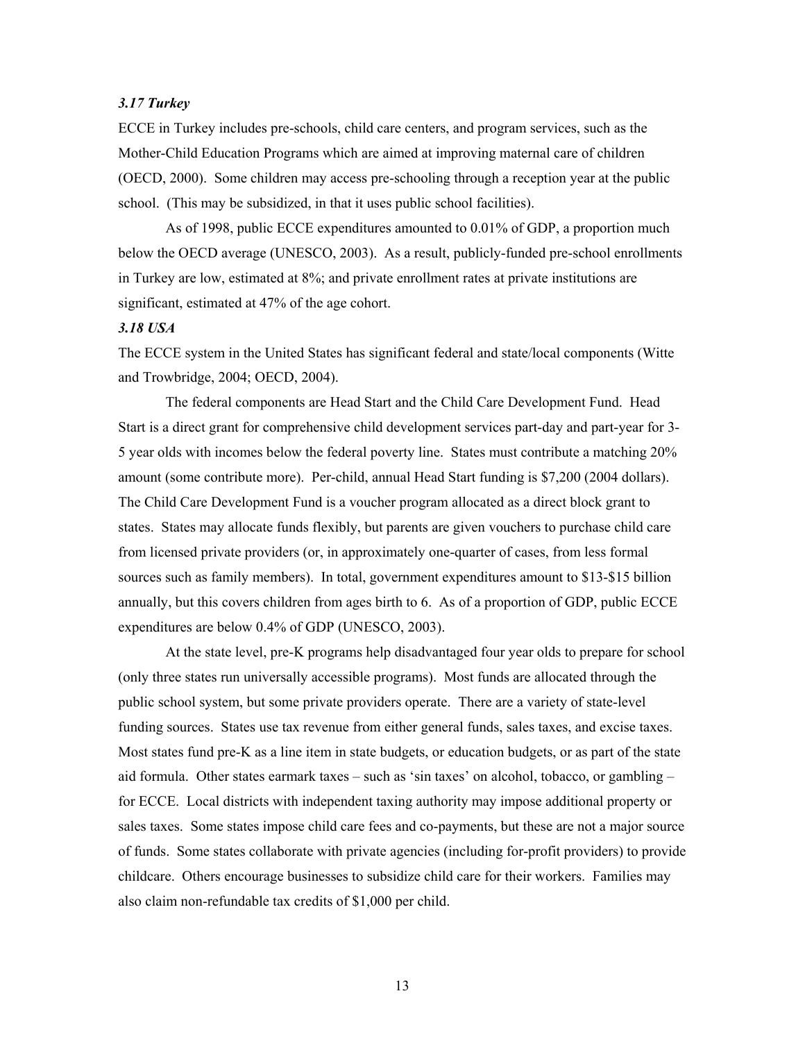### *3.17 Turkey*

ECCE in Turkey includes pre-schools, child care centers, and program services, such as the Mother-Child Education Programs which are aimed at improving maternal care of children (OECD, 2000). Some children may access pre-schooling through a reception year at the public school. (This may be subsidized, in that it uses public school facilities).

As of 1998, public ECCE expenditures amounted to 0.01% of GDP, a proportion much below the OECD average (UNESCO, 2003). As a result, publicly-funded pre-school enrollments in Turkey are low, estimated at 8%; and private enrollment rates at private institutions are significant, estimated at 47% of the age cohort.

### *3.18 USA*

The ECCE system in the United States has significant federal and state/local components (Witte and Trowbridge, 2004; OECD, 2004).

The federal components are Head Start and the Child Care Development Fund. Head Start is a direct grant for comprehensive child development services part-day and part-year for 3-5 year olds with incomes below the federal poverty line. States must contribute a matching 20% amount (some contribute more). Per-child, annual Head Start funding is $7,200 (2004 dollars). The Child Care Development Fund is a voucher program allocated as a direct block grant to states. States may allocate funds flexibly, but parents are given vouchers to purchase child care from licensed private providers (or, in approximately one-quarter of cases, from less formal sources such as family members). In total, government expenditures amount to $13-$15 billion annually, but this covers children from ages birth to 6. As of a proportion of GDP, public ECCE expenditures are below 0.4% of GDP (UNESCO, 2003).

At the state level, pre-K programs help disadvantaged four year olds to prepare for school (only three states run universally accessible programs). Most funds are allocated through the public school system, but some private providers operate. There are a variety of state-level funding sources. States use tax revenue from either general funds, sales taxes, and excise taxes. Most states fund pre-K as a line item in state budgets, or education budgets, or as part of the state aid formula. Other states earmark taxes – such as 'sin taxes' on alcohol, tobacco, or gambling – for ECCE. Local districts with independent taxing authority may impose additional property or sales taxes. Some states impose child care fees and co-payments, but these are not a major source of funds. Some states collaborate with private agencies (including for-profit providers) to provide childcare. Others encourage businesses to subsidize child care for their workers. Families may also claim non-refundable tax credits of $1,000 per child.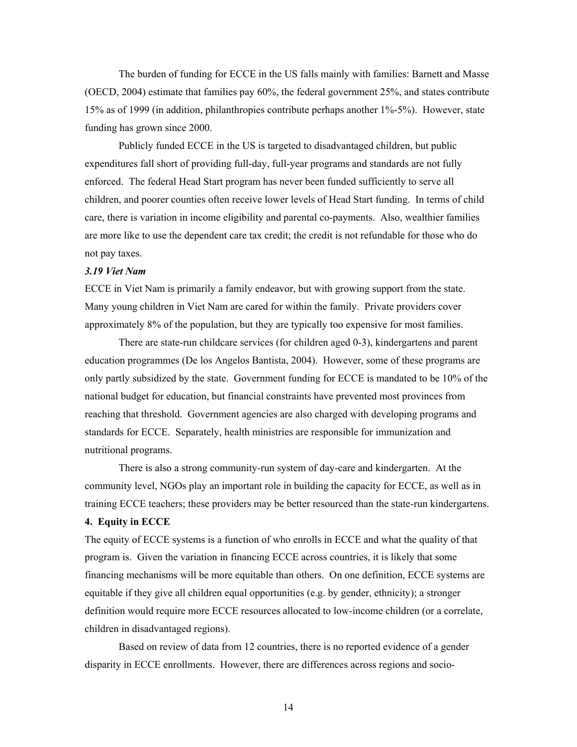The burden of funding for ECCE in the US falls mainly with families: Barnett and Masse (OECD, 2004) estimate that families pay 60%, the federal government 25%, and states contribute 15% as of 1999 (in addition, philanthropies contribute perhaps another 1%-5%). However, state funding has grown since 2000.

Publicly funded ECCE in the US is targeted to disadvantaged children, but public expenditures fall short of providing full-day, full-year programs and standards are not fully enforced. The federal Head Start program has never been funded sufficiently to serve all children, and poorer counties often receive lower levels of Head Start funding. In terms of child care, there is variation in income eligibility and parental co-payments. Also, wealthier families are more like to use the dependent care tax credit; the credit is not refundable for those who do not pay taxes.

### *3.19 Viet Nam*

ECCE in Viet Nam is primarily a family endeavor, but with growing support from the state. Many young children in Viet Nam are cared for within the family. Private providers cover approximately 8% of the population, but they are typically too expensive for most families.

There are state-run childcare services (for children aged 0-3), kindergartens and parent education programmes (De los Angelos Bantista, 2004). However, some of these programs are only partly subsidized by the state. Government funding for ECCE is mandated to be 10% of the national budget for education, but financial constraints have prevented most provinces from reaching that threshold. Government agencies are also charged with developing programs and standards for ECCE. Separately, health ministries are responsible for immunization and nutritional programs.

There is also a strong community-run system of day-care and kindergarten. At the community level, NGOs play an important role in building the capacity for ECCE, as well as in training ECCE teachers; these providers may be better resourced than the state-run kindergartens.

## 4. Equity in ECCE

The equity of ECCE systems is a function of who enrolls in ECCE and what the quality of that program is. Given the variation in financing ECCE across countries, it is likely that some financing mechanisms will be more equitable than others. On one definition, ECCE systems are equitable if they give all children equal opportunities (e.g. by gender, ethnicity); a stronger definition would require more ECCE resources allocated to low-income children (or a correlate, children in disadvantaged regions).

Based on review of data from 12 countries, there is no reported evidence of a gender disparity in ECCE enrollments. However, there are differences across regions and socio-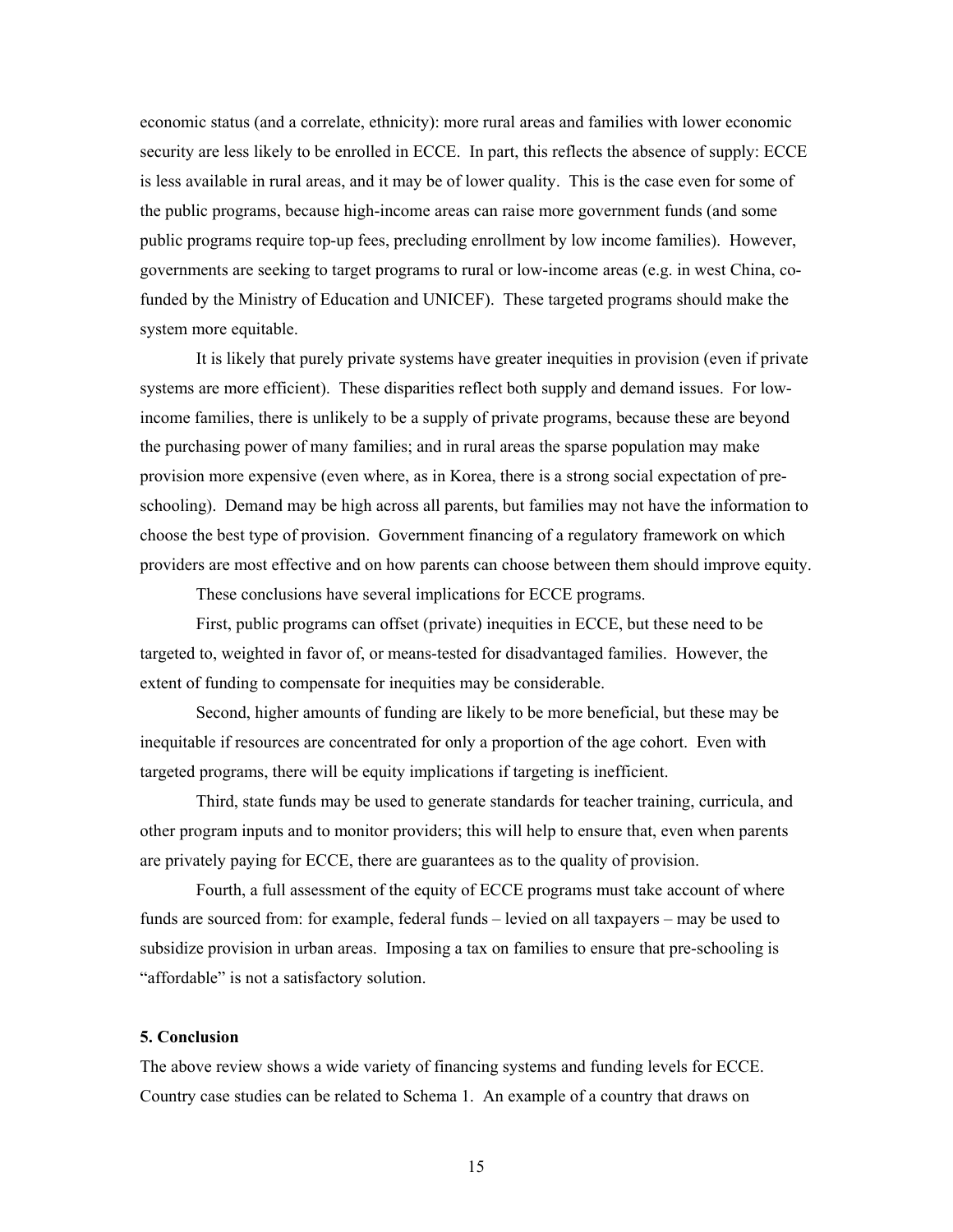economic status (and a correlate, ethnicity): more rural areas and families with lower economic security are less likely to be enrolled in ECCE. In part, this reflects the absence of supply: ECCE is less available in rural areas, and it may be of lower quality. This is the case even for some of the public programs, because high-income areas can raise more government funds (and some public programs require top-up fees, precluding enrollment by low income families). However, governments are seeking to target programs to rural or low-income areas (e.g. in west China, co-funded by the Ministry of Education and UNICEF). These targeted programs should make the system more equitable.

It is likely that purely private systems have greater inequities in provision (even if private systems are more efficient). These disparities reflect both supply and demand issues. For low-income families, there is unlikely to be a supply of private programs, because these are beyond the purchasing power of many families; and in rural areas the sparse population may make provision more expensive (even where, as in Korea, there is a strong social expectation of pre-schooling). Demand may be high across all parents, but families may not have the information to choose the best type of provision. Government financing of a regulatory framework on which providers are most effective and on how parents can choose between them should improve equity.

These conclusions have several implications for ECCE programs.

First, public programs can offset (private) inequities in ECCE, but these need to be targeted to, weighted in favor of, or means-tested for disadvantaged families. However, the extent of funding to compensate for inequities may be considerable.

Second, higher amounts of funding are likely to be more beneficial, but these may be inequitable if resources are concentrated for only a proportion of the age cohort. Even with targeted programs, there will be equity implications if targeting is inefficient.

Third, state funds may be used to generate standards for teacher training, curricula, and other program inputs and to monitor providers; this will help to ensure that, even when parents are privately paying for ECCE, there are guarantees as to the quality of provision.

Fourth, a full assessment of the equity of ECCE programs must take account of where funds are sourced from: for example, federal funds – levied on all taxpayers – may be used to subsidize provision in urban areas. Imposing a tax on families to ensure that pre-schooling is "affordable" is not a satisfactory solution.

## 5. Conclusion

The above review shows a wide variety of financing systems and funding levels for ECCE. Country case studies can be related to Schema 1. An example of a country that draws on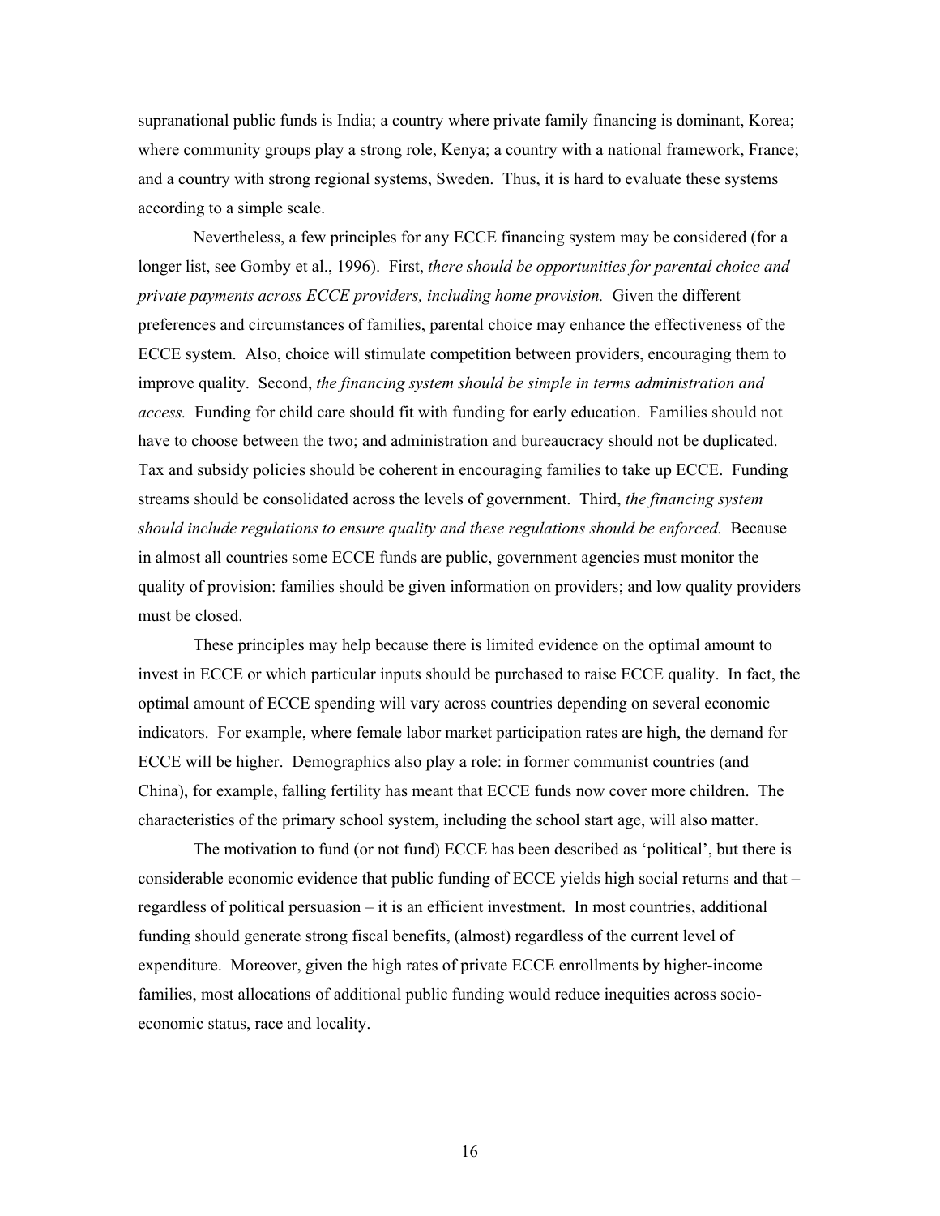supranational public funds is India; a country where private family financing is dominant, Korea; where community groups play a strong role, Kenya; a country with a national framework, France; and a country with strong regional systems, Sweden. Thus, it is hard to evaluate these systems according to a simple scale.

Nevertheless, a few principles for any ECCE financing system may be considered (for a longer list, see Gomby et al., 1996). First, *there should be opportunities for parental choice and private payments across ECCE providers, including home provision.* Given the different preferences and circumstances of families, parental choice may enhance the effectiveness of the ECCE system. Also, choice will stimulate competition between providers, encouraging them to improve quality. Second, *the financing system should be simple in terms administration and access.* Funding for child care should fit with funding for early education. Families should not have to choose between the two; and administration and bureaucracy should not be duplicated. Tax and subsidy policies should be coherent in encouraging families to take up ECCE. Funding streams should be consolidated across the levels of government. Third, *the financing system should include regulations to ensure quality and these regulations should be enforced.* Because in almost all countries some ECCE funds are public, government agencies must monitor the quality of provision: families should be given information on providers; and low quality providers must be closed.

These principles may help because there is limited evidence on the optimal amount to invest in ECCE or which particular inputs should be purchased to raise ECCE quality. In fact, the optimal amount of ECCE spending will vary across countries depending on several economic indicators. For example, where female labor market participation rates are high, the demand for ECCE will be higher. Demographics also play a role: in former communist countries (and China), for example, falling fertility has meant that ECCE funds now cover more children. The characteristics of the primary school system, including the school start age, will also matter.

The motivation to fund (or not fund) ECCE has been described as 'political', but there is considerable economic evidence that public funding of ECCE yields high social returns and that – regardless of political persuasion – it is an efficient investment. In most countries, additional funding should generate strong fiscal benefits, (almost) regardless of the current level of expenditure. Moreover, given the high rates of private ECCE enrollments by higher-income families, most allocations of additional public funding would reduce inequities across socio-economic status, race and locality.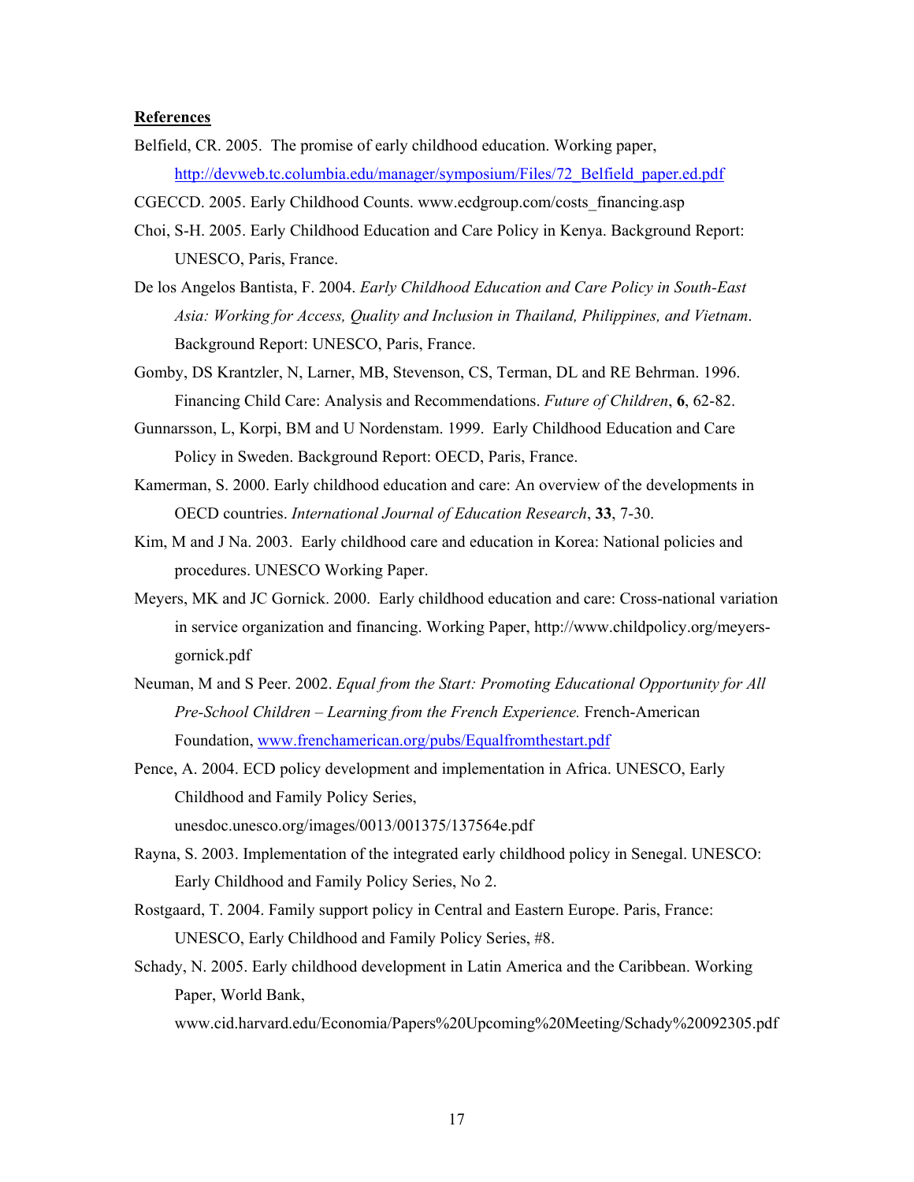**References**

Belfield, CR. 2005. The promise of early childhood education. Working paper, http://devweb.tc.columbia.edu/manager/symposium/Files/72_Belfield_paper.ed.pdf

CGECCD. 2005. Early Childhood Counts. www.ecdgroup.com/costs_financing.asp

Choi, S-H. 2005. Early Childhood Education and Care Policy in Kenya. Background Report: UNESCO, Paris, France.

De los Angelos Bantista, F. 2004. *Early Childhood Education and Care Policy in South-East Asia: Working for Access, Quality and Inclusion in Thailand, Philippines, and Vietnam*. Background Report: UNESCO, Paris, France.

Gomby, DS Krantzler, N, Larner, MB, Stevenson, CS, Terman, DL and RE Behrman. 1996. Financing Child Care: Analysis and Recommendations. *Future of Children*, **6**, 62-82.

Gunnarsson, L, Korpi, BM and U Nordenstam. 1999. Early Childhood Education and Care Policy in Sweden. Background Report: OECD, Paris, France.

Kamerman, S. 2000. Early childhood education and care: An overview of the developments in OECD countries. *International Journal of Education Research*, **33**, 7-30.

Kim, M and J Na. 2003. Early childhood care and education in Korea: National policies and procedures. UNESCO Working Paper.

Meyers, MK and JC Gornick. 2000. Early childhood education and care: Cross-national variation in service organization and financing. Working Paper, http://www.childpolicy.org/meyers-gornick.pdf

Neuman, M and S Peer. 2002. *Equal from the Start: Promoting Educational Opportunity for All Pre-School Children – Learning from the French Experience.* French-American Foundation, www.frenchamerican.org/pubs/Equalfromthestart.pdf

Pence, A. 2004. ECD policy development and implementation in Africa. UNESCO, Early Childhood and Family Policy Series, unesdoc.unesco.org/images/0013/001375/137564e.pdf

Rayna, S. 2003. Implementation of the integrated early childhood policy in Senegal. UNESCO: Early Childhood and Family Policy Series, No 2.

Rostgaard, T. 2004. Family support policy in Central and Eastern Europe. Paris, France: UNESCO, Early Childhood and Family Policy Series, #8.

Schady, N. 2005. Early childhood development in Latin America and the Caribbean. Working Paper, World Bank, www.cid.harvard.edu/Economia/Papers%20Upcoming%20Meeting/Schady%20092305.pdf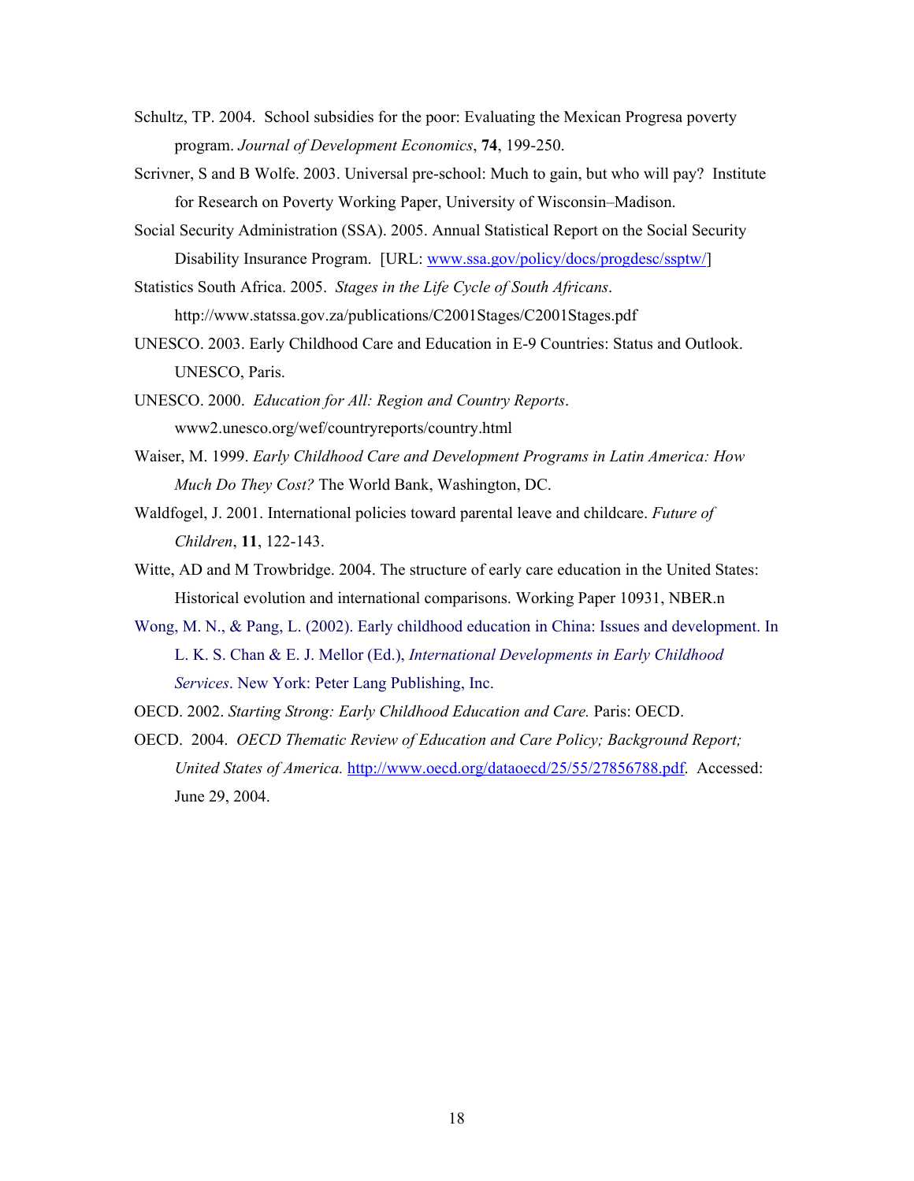Schultz, TP. 2004. School subsidies for the poor: Evaluating the Mexican Progresa poverty program. *Journal of Development Economics*, **74**, 199-250.

Scrivner, S and B Wolfe. 2003. Universal pre-school: Much to gain, but who will pay? Institute for Research on Poverty Working Paper, University of Wisconsin–Madison.

Social Security Administration (SSA). 2005. Annual Statistical Report on the Social Security Disability Insurance Program. [URL: www.ssa.gov/policy/docs/progdesc/ssptw/]

Statistics South Africa. 2005. *Stages in the Life Cycle of South Africans*. http://www.statssa.gov.za/publications/C2001Stages/C2001Stages.pdf

UNESCO. 2003. Early Childhood Care and Education in E-9 Countries: Status and Outlook. UNESCO, Paris.

UNESCO. 2000. *Education for All: Region and Country Reports*. www2.unesco.org/wef/countryreports/country.html

Waiser, M. 1999. *Early Childhood Care and Development Programs in Latin America: How Much Do They Cost?* The World Bank, Washington, DC.

Waldfogel, J. 2001. International policies toward parental leave and childcare. *Future of Children*, **11**, 122-143.

Witte, AD and M Trowbridge. 2004. The structure of early care education in the United States: Historical evolution and international comparisons. Working Paper 10931, NBER.n

Wong, M. N., & Pang, L. (2002). Early childhood education in China: Issues and development. In L. K. S. Chan & E. J. Mellor (Ed.), *International Developments in Early Childhood Services*. New York: Peter Lang Publishing, Inc.

OECD. 2002. *Starting Strong: Early Childhood Education and Care.* Paris: OECD.

OECD. 2004. *OECD Thematic Review of Education and Care Policy; Background Report; United States of America.* http://www.oecd.org/dataoecd/25/55/27856788.pdf. Accessed: June 29, 2004.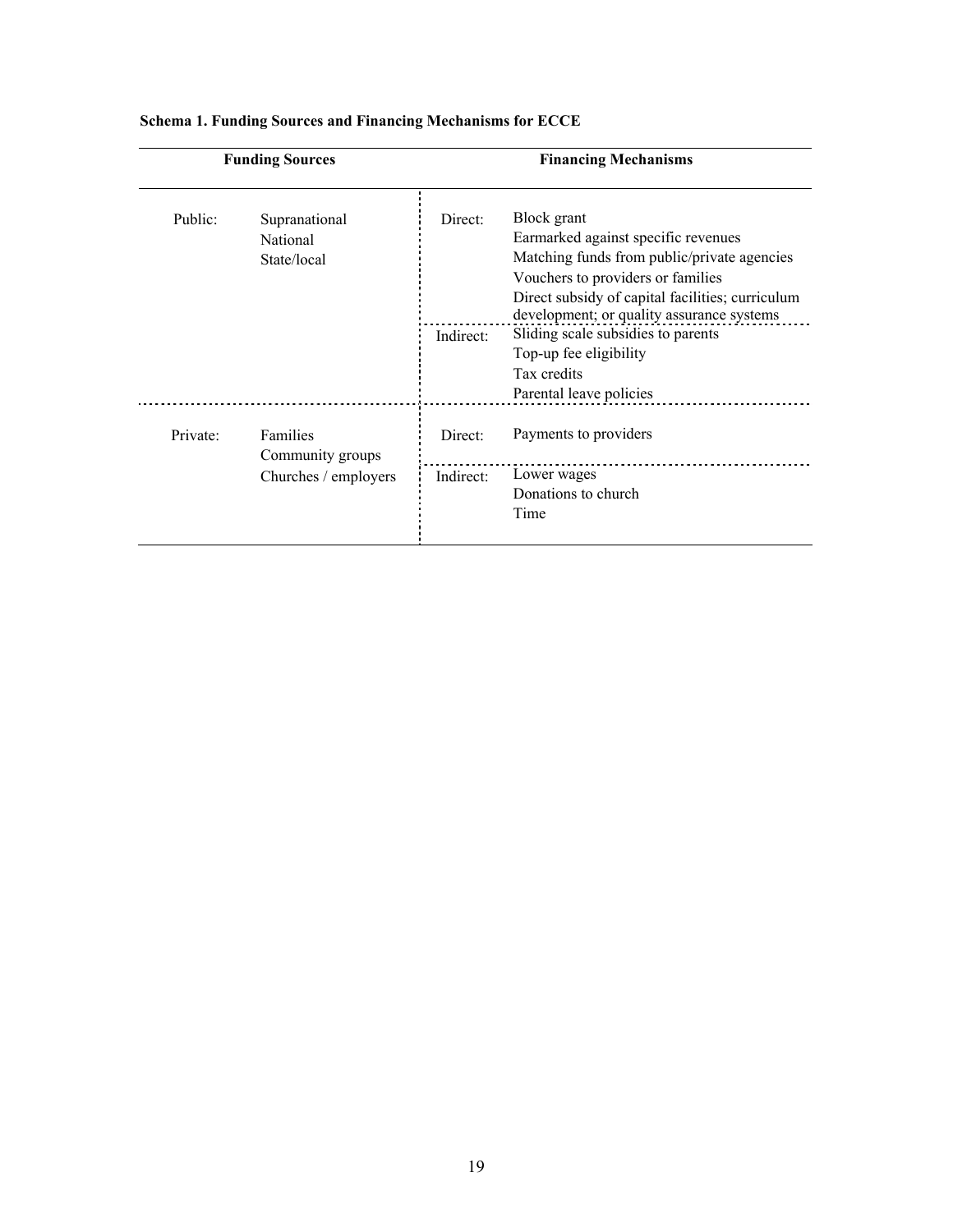**Schema 1. Funding Sources and Financing Mechanisms for ECCE**

| Funding Sources | | Financing Mechanisms | |
|---|---|---|---|
| Public: | Supranational<br>National<br>State/local | Direct: | Block grant<br>Earmarked against specific revenues<br>Matching funds from public/private agencies<br>Vouchers to providers or families<br>Direct subsidy of capital facilities; curriculum development; or quality assurance systems |
| | | Indirect: | Sliding scale subsidies to parents<br>Top-up fee eligibility<br>Tax credits<br>Parental leave policies |
| Private: | Families<br>Community groups<br>Churches / employers | Direct: | Payments to providers |
| | | Indirect: | Lower wages<br>Donations to church<br>Time |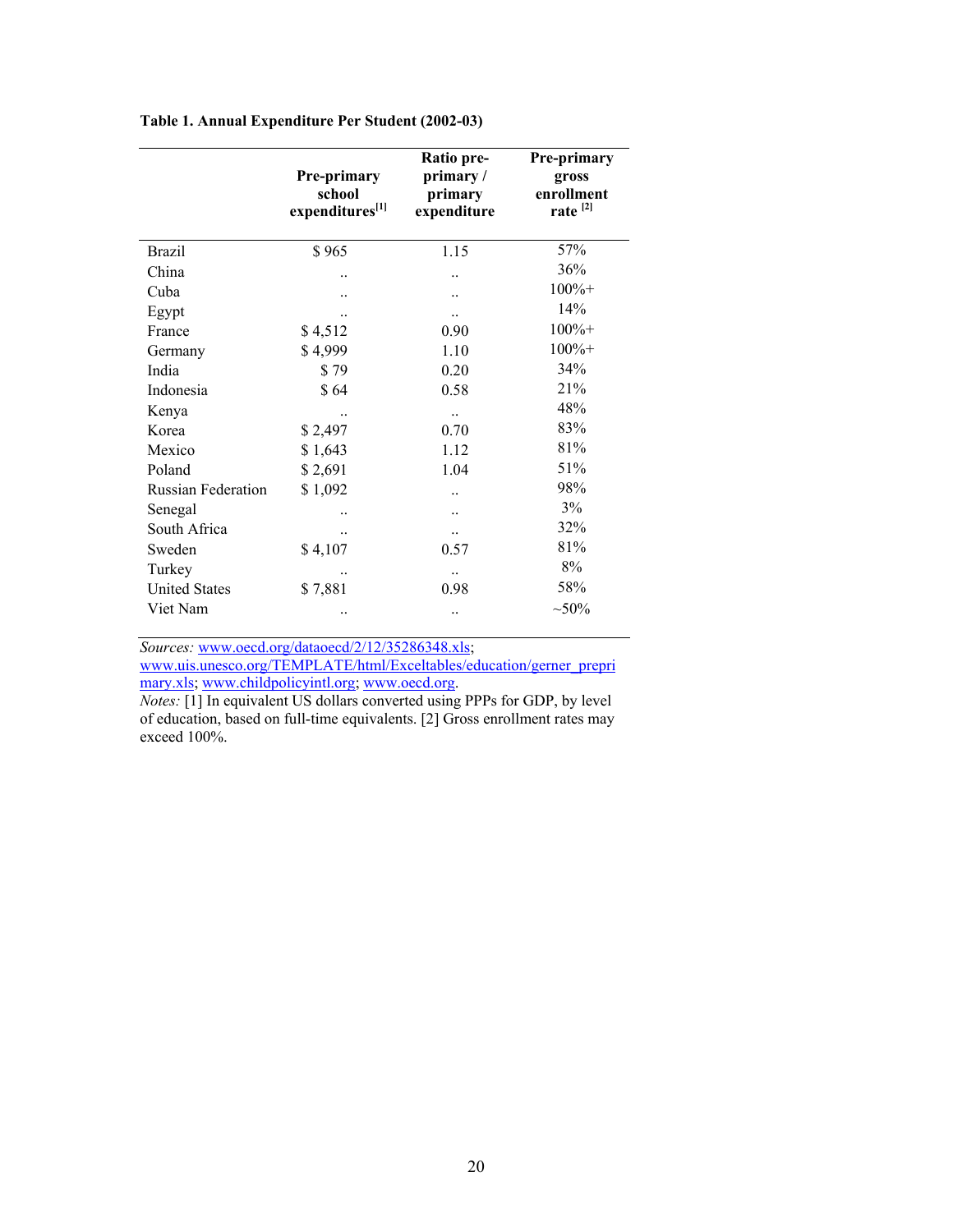**Table 1. Annual Expenditure Per Student (2002-03)**

| | Pre-primary school expenditures[1] | Ratio pre-primary / primary expenditure | Pre-primary gross enrollment rate [2] |
|---|---|---|---|
| Brazil | $ 965 | 1.15 | 57% |
| China | .. | .. | 36% |
| Cuba | .. | .. | 100%+ |
| Egypt | .. | .. | 14% |
| France | $ 4,512 | 0.90 | 100%+ |
| Germany | $ 4,999 | 1.10 | 100%+ |
| India | $ 79 | 0.20 | 34% |
| Indonesia | $ 64 | 0.58 | 21% |
| Kenya | .. | .. | 48% |
| Korea | $ 2,497 | 0.70 | 83% |
| Mexico | $ 1,643 | 1.12 | 81% |
| Poland | $ 2,691 | 1.04 | 51% |
| Russian Federation | $ 1,092 | .. | 98% |
| Senegal | .. | .. | 3% |
| South Africa | .. | .. | 32% |
| Sweden | $ 4,107 | 0.57 | 81% |
| Turkey | .. | .. | 8% |
| United States | $ 7,881 | 0.98 | 58% |
| Viet Nam | .. | .. | ~50% |

*Sources:* www.oecd.org/dataoecd/2/12/35286348.xls; www.uis.unesco.org/TEMPLATE/html/Exceltables/education/gerner_preprimary.xls; www.childpolicyintl.org; www.oecd.org.

*Notes:* [1] In equivalent US dollars converted using PPPs for GDP, by level of education, based on full-time equivalents. [2] Gross enrollment rates may exceed 100%.